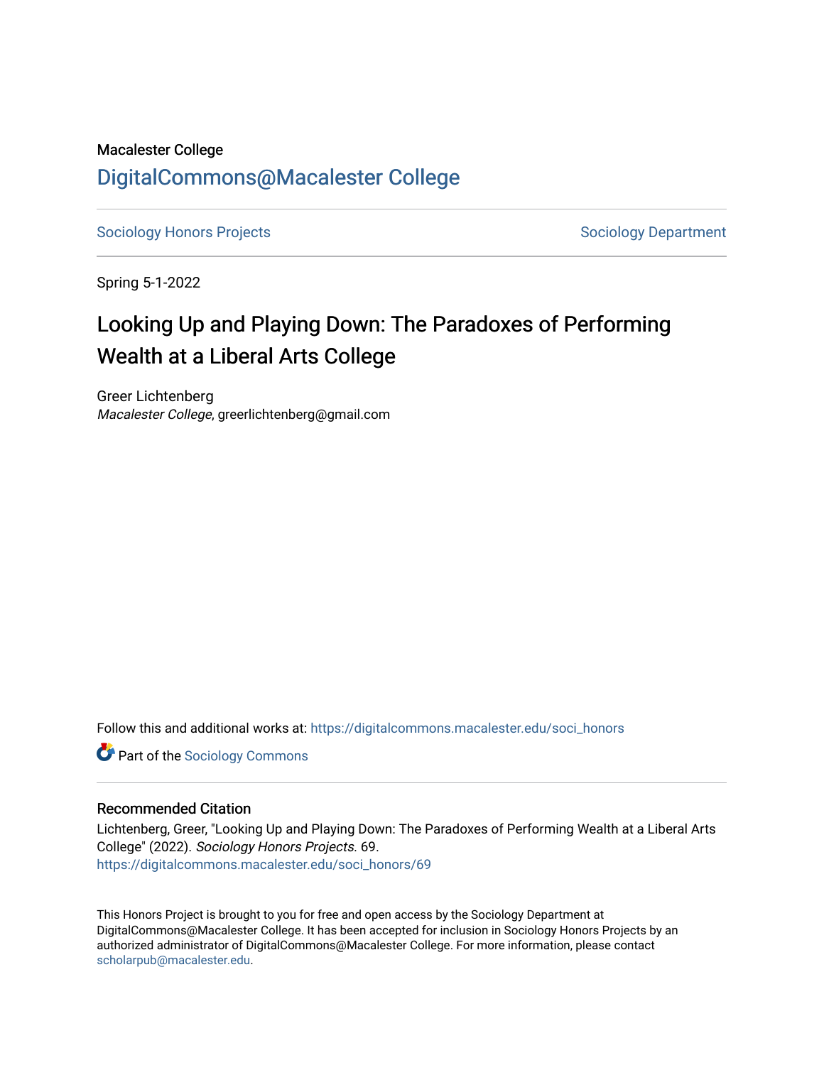Macalester College

## DigitalCommons@Macalester College

Sociology Honors Projects | Sociology Department

Spring 5-1-2022

# Looking Up and Playing Down: The Paradoxes of Performing Wealth at a Liberal Arts College

Greer Lichtenberg
*Macalester College*, greerlichtenberg@gmail.com

Follow this and additional works at: https://digitalcommons.macalester.edu/soci_honors

Part of the Sociology Commons

### Recommended Citation

Lichtenberg, Greer, "Looking Up and Playing Down: The Paradoxes of Performing Wealth at a Liberal Arts College" (2022). *Sociology Honors Projects*. 69.
https://digitalcommons.macalester.edu/soci_honors/69

This Honors Project is brought to you for free and open access by the Sociology Department at DigitalCommons@Macalester College. It has been accepted for inclusion in Sociology Honors Projects by an authorized administrator of DigitalCommons@Macalester College. For more information, please contact scholarpub@macalester.edu.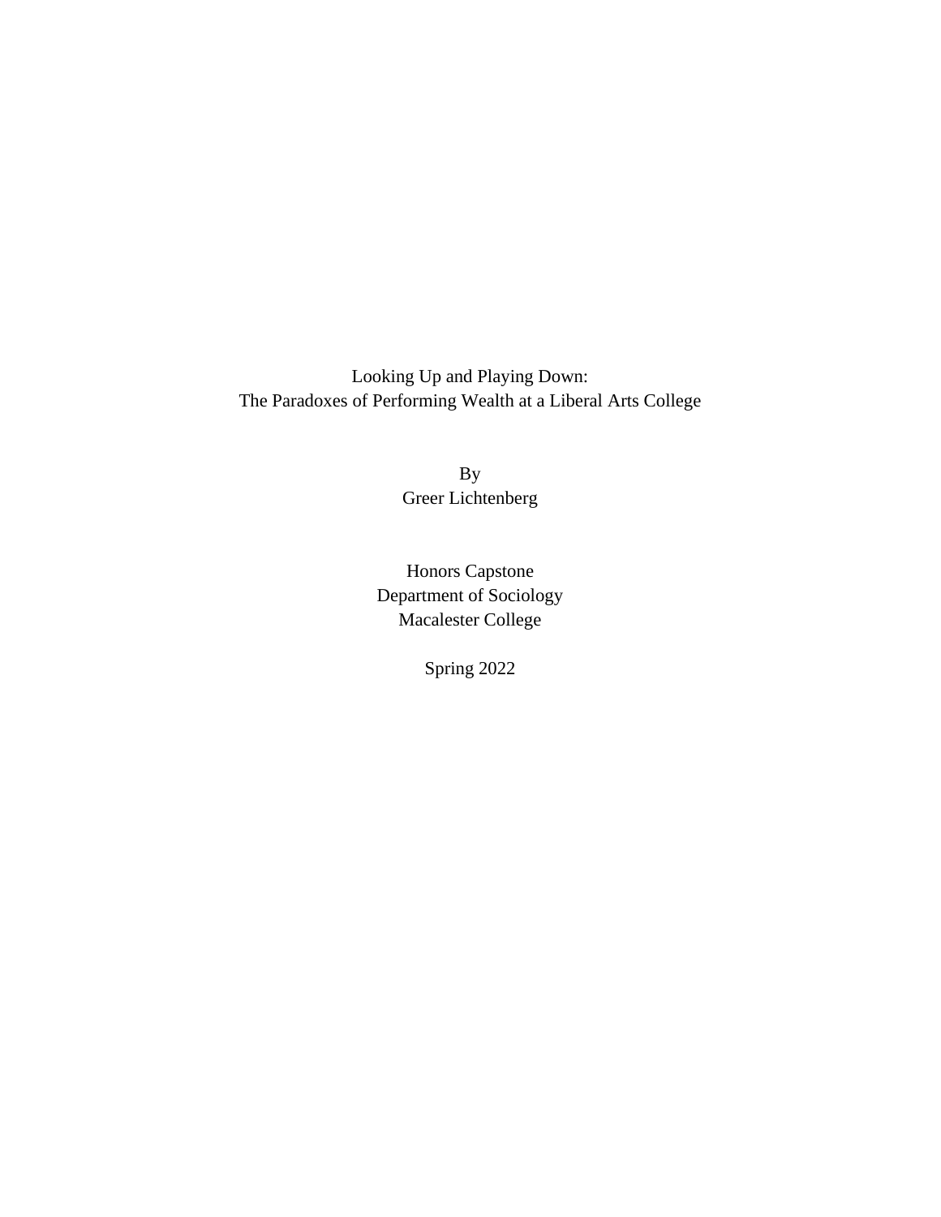# Looking Up and Playing Down:
# The Paradoxes of Performing Wealth at a Liberal Arts College

By
Greer Lichtenberg

Honors Capstone
Department of Sociology
Macalester College

Spring 2022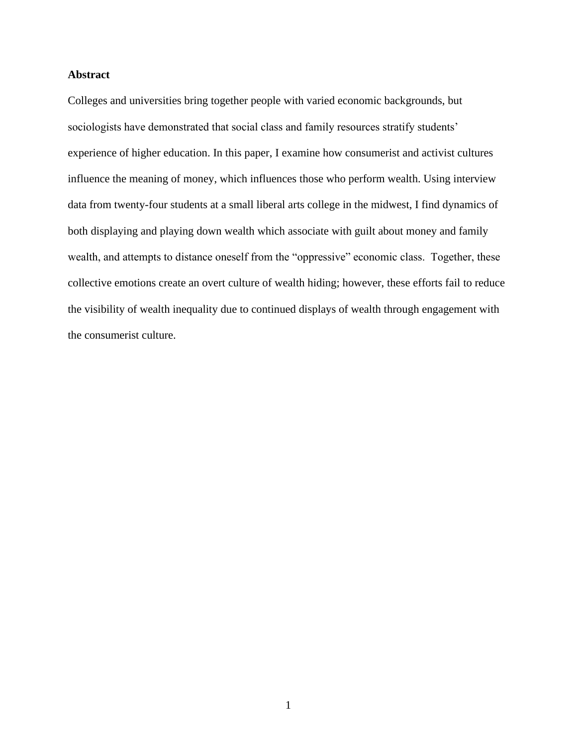**Abstract**

Colleges and universities bring together people with varied economic backgrounds, but sociologists have demonstrated that social class and family resources stratify students' experience of higher education. In this paper, I examine how consumerist and activist cultures influence the meaning of money, which influences those who perform wealth. Using interview data from twenty-four students at a small liberal arts college in the midwest, I find dynamics of both displaying and playing down wealth which associate with guilt about money and family wealth, and attempts to distance oneself from the "oppressive" economic class. Together, these collective emotions create an overt culture of wealth hiding; however, these efforts fail to reduce the visibility of wealth inequality due to continued displays of wealth through engagement with the consumerist culture.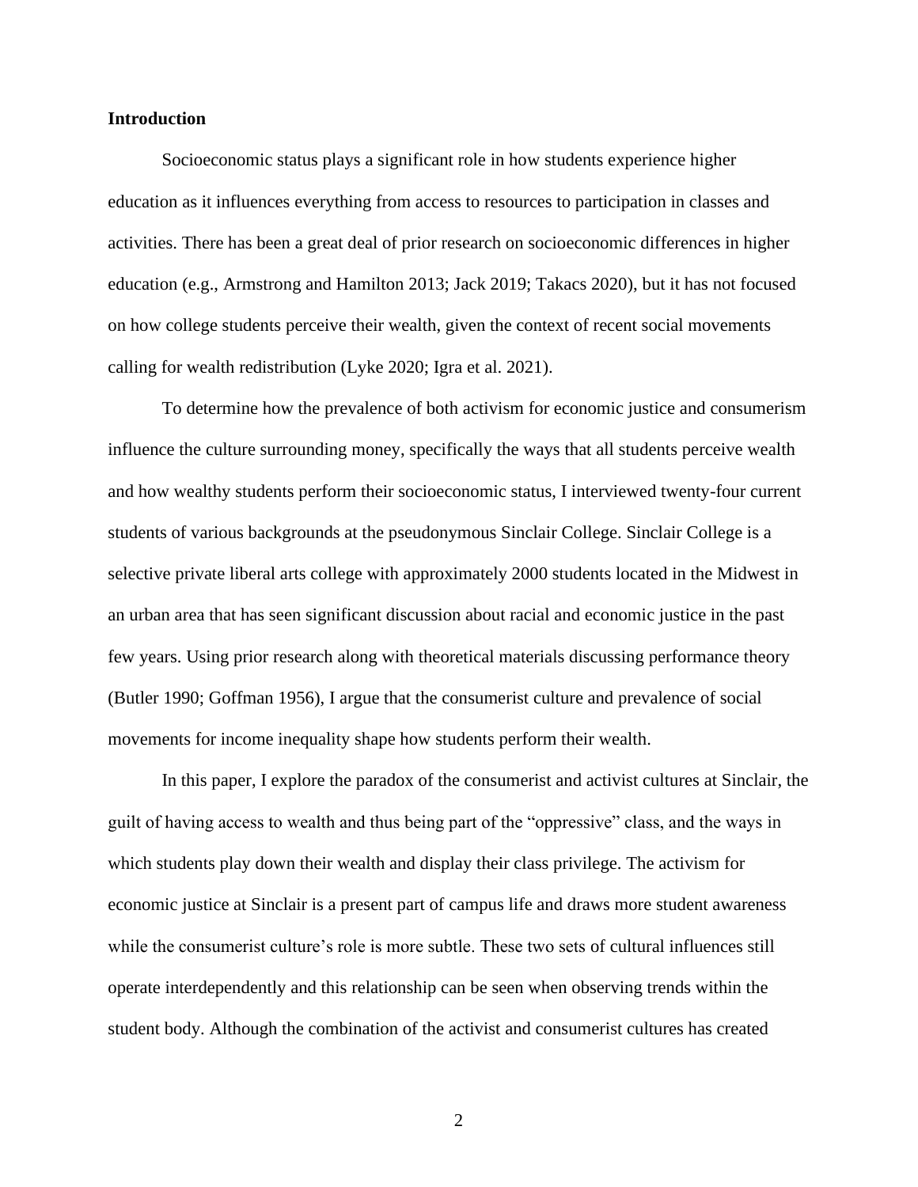**Introduction**

Socioeconomic status plays a significant role in how students experience higher education as it influences everything from access to resources to participation in classes and activities. There has been a great deal of prior research on socioeconomic differences in higher education (e.g., Armstrong and Hamilton 2013; Jack 2019; Takacs 2020), but it has not focused on how college students perceive their wealth, given the context of recent social movements calling for wealth redistribution (Lyke 2020; Igra et al. 2021).

To determine how the prevalence of both activism for economic justice and consumerism influence the culture surrounding money, specifically the ways that all students perceive wealth and how wealthy students perform their socioeconomic status, I interviewed twenty-four current students of various backgrounds at the pseudonymous Sinclair College. Sinclair College is a selective private liberal arts college with approximately 2000 students located in the Midwest in an urban area that has seen significant discussion about racial and economic justice in the past few years. Using prior research along with theoretical materials discussing performance theory (Butler 1990; Goffman 1956), I argue that the consumerist culture and prevalence of social movements for income inequality shape how students perform their wealth.

In this paper, I explore the paradox of the consumerist and activist cultures at Sinclair, the guilt of having access to wealth and thus being part of the "oppressive" class, and the ways in which students play down their wealth and display their class privilege. The activism for economic justice at Sinclair is a present part of campus life and draws more student awareness while the consumerist culture's role is more subtle. These two sets of cultural influences still operate interdependently and this relationship can be seen when observing trends within the student body. Although the combination of the activist and consumerist cultures has created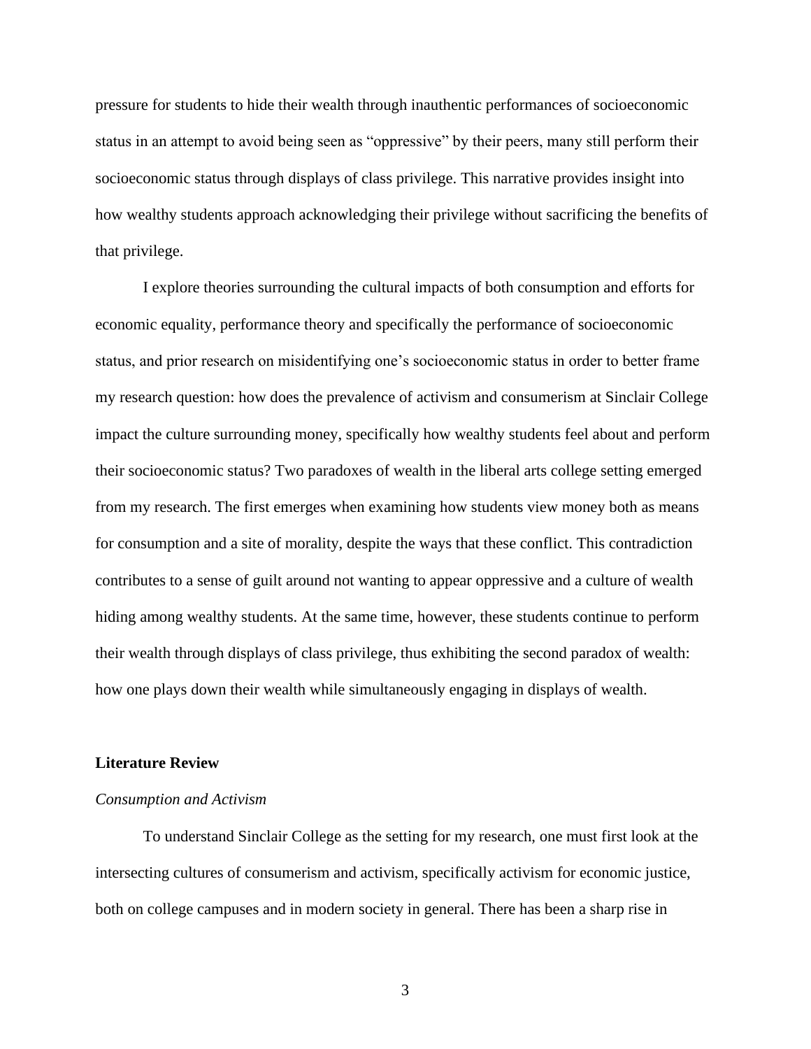pressure for students to hide their wealth through inauthentic performances of socioeconomic status in an attempt to avoid being seen as "oppressive" by their peers, many still perform their socioeconomic status through displays of class privilege. This narrative provides insight into how wealthy students approach acknowledging their privilege without sacrificing the benefits of that privilege.

I explore theories surrounding the cultural impacts of both consumption and efforts for economic equality, performance theory and specifically the performance of socioeconomic status, and prior research on misidentifying one's socioeconomic status in order to better frame my research question: how does the prevalence of activism and consumerism at Sinclair College impact the culture surrounding money, specifically how wealthy students feel about and perform their socioeconomic status? Two paradoxes of wealth in the liberal arts college setting emerged from my research. The first emerges when examining how students view money both as means for consumption and a site of morality, despite the ways that these conflict. This contradiction contributes to a sense of guilt around not wanting to appear oppressive and a culture of wealth hiding among wealthy students. At the same time, however, these students continue to perform their wealth through displays of class privilege, thus exhibiting the second paradox of wealth: how one plays down their wealth while simultaneously engaging in displays of wealth.

## Literature Review

### *Consumption and Activism*

To understand Sinclair College as the setting for my research, one must first look at the intersecting cultures of consumerism and activism, specifically activism for economic justice, both on college campuses and in modern society in general. There has been a sharp rise in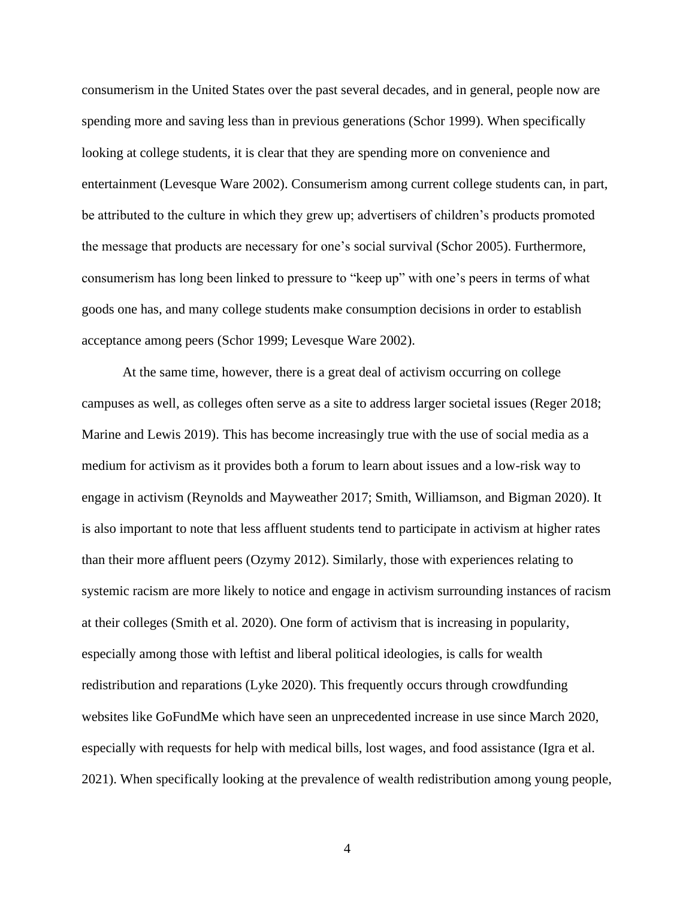consumerism in the United States over the past several decades, and in general, people now are spending more and saving less than in previous generations (Schor 1999). When specifically looking at college students, it is clear that they are spending more on convenience and entertainment (Levesque Ware 2002). Consumerism among current college students can, in part, be attributed to the culture in which they grew up; advertisers of children's products promoted the message that products are necessary for one's social survival (Schor 2005). Furthermore, consumerism has long been linked to pressure to "keep up" with one's peers in terms of what goods one has, and many college students make consumption decisions in order to establish acceptance among peers (Schor 1999; Levesque Ware 2002).

At the same time, however, there is a great deal of activism occurring on college campuses as well, as colleges often serve as a site to address larger societal issues (Reger 2018; Marine and Lewis 2019). This has become increasingly true with the use of social media as a medium for activism as it provides both a forum to learn about issues and a low-risk way to engage in activism (Reynolds and Mayweather 2017; Smith, Williamson, and Bigman 2020). It is also important to note that less affluent students tend to participate in activism at higher rates than their more affluent peers (Ozymy 2012). Similarly, those with experiences relating to systemic racism are more likely to notice and engage in activism surrounding instances of racism at their colleges (Smith et al. 2020). One form of activism that is increasing in popularity, especially among those with leftist and liberal political ideologies, is calls for wealth redistribution and reparations (Lyke 2020). This frequently occurs through crowdfunding websites like GoFundMe which have seen an unprecedented increase in use since March 2020, especially with requests for help with medical bills, lost wages, and food assistance (Igra et al. 2021). When specifically looking at the prevalence of wealth redistribution among young people,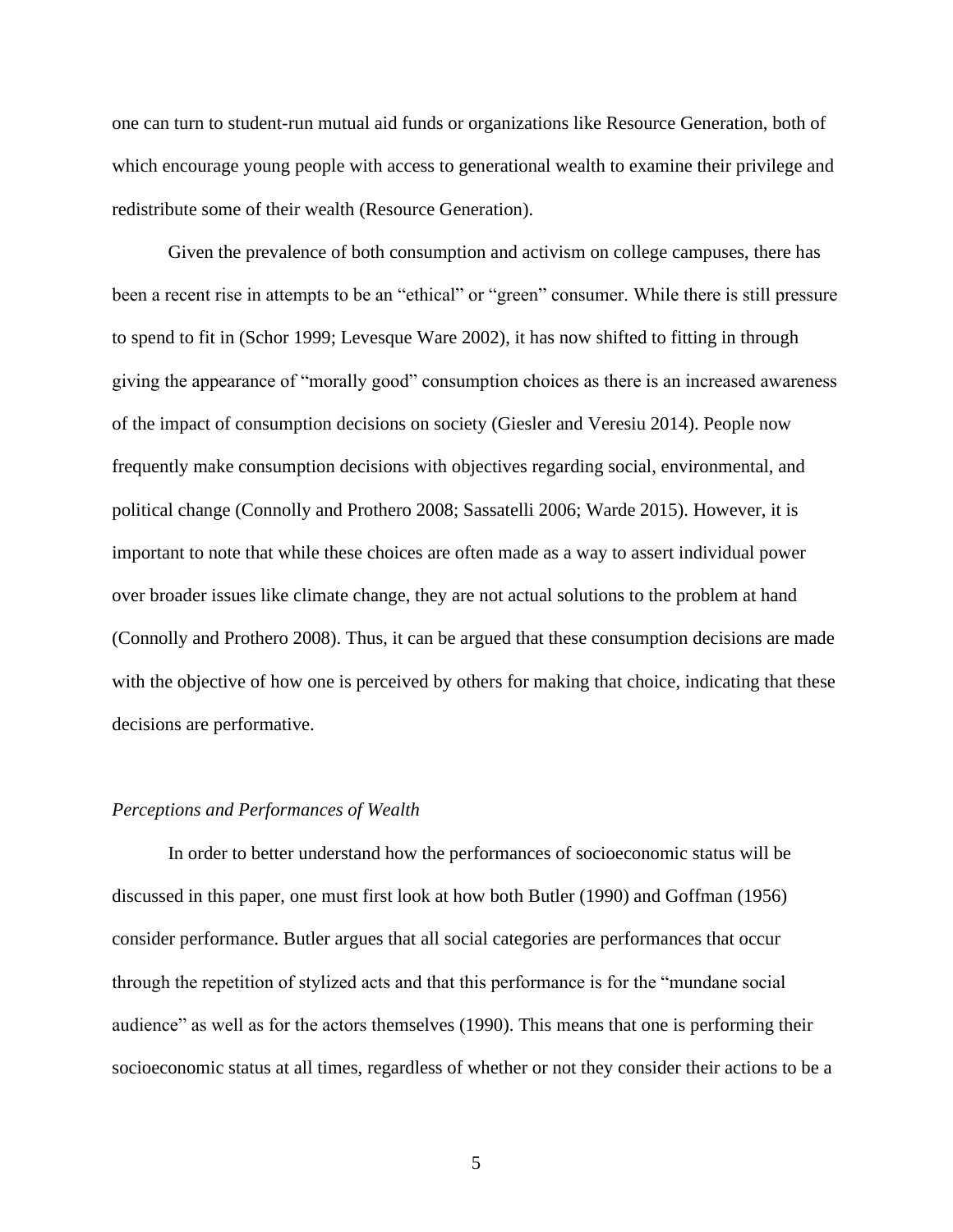one can turn to student-run mutual aid funds or organizations like Resource Generation, both of which encourage young people with access to generational wealth to examine their privilege and redistribute some of their wealth (Resource Generation).

Given the prevalence of both consumption and activism on college campuses, there has been a recent rise in attempts to be an "ethical" or "green" consumer. While there is still pressure to spend to fit in (Schor 1999; Levesque Ware 2002), it has now shifted to fitting in through giving the appearance of "morally good" consumption choices as there is an increased awareness of the impact of consumption decisions on society (Giesler and Veresiu 2014). People now frequently make consumption decisions with objectives regarding social, environmental, and political change (Connolly and Prothero 2008; Sassatelli 2006; Warde 2015). However, it is important to note that while these choices are often made as a way to assert individual power over broader issues like climate change, they are not actual solutions to the problem at hand (Connolly and Prothero 2008). Thus, it can be argued that these consumption decisions are made with the objective of how one is perceived by others for making that choice, indicating that these decisions are performative.

*Perceptions and Performances of Wealth*

In order to better understand how the performances of socioeconomic status will be discussed in this paper, one must first look at how both Butler (1990) and Goffman (1956) consider performance. Butler argues that all social categories are performances that occur through the repetition of stylized acts and that this performance is for the "mundane social audience" as well as for the actors themselves (1990). This means that one is performing their socioeconomic status at all times, regardless of whether or not they consider their actions to be a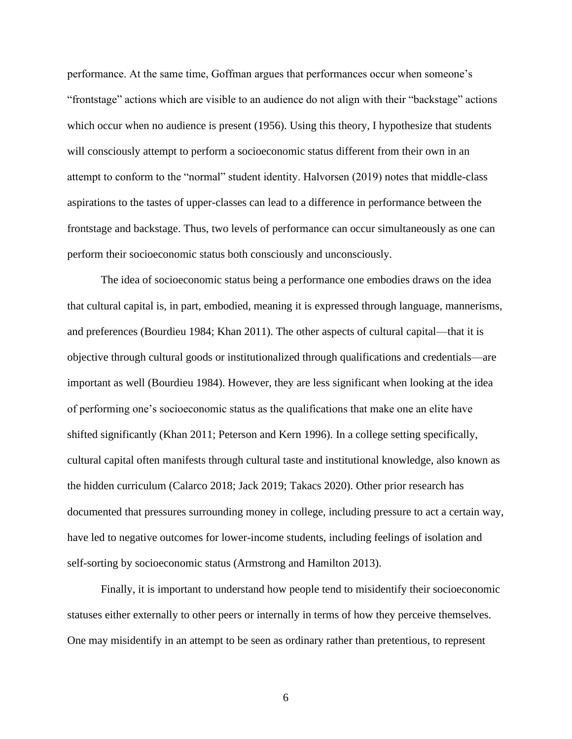performance. At the same time, Goffman argues that performances occur when someone's "frontstage" actions which are visible to an audience do not align with their "backstage" actions which occur when no audience is present (1956). Using this theory, I hypothesize that students will consciously attempt to perform a socioeconomic status different from their own in an attempt to conform to the "normal" student identity. Halvorsen (2019) notes that middle-class aspirations to the tastes of upper-classes can lead to a difference in performance between the frontstage and backstage. Thus, two levels of performance can occur simultaneously as one can perform their socioeconomic status both consciously and unconsciously.

The idea of socioeconomic status being a performance one embodies draws on the idea that cultural capital is, in part, embodied, meaning it is expressed through language, mannerisms, and preferences (Bourdieu 1984; Khan 2011). The other aspects of cultural capital—that it is objective through cultural goods or institutionalized through qualifications and credentials—are important as well (Bourdieu 1984). However, they are less significant when looking at the idea of performing one's socioeconomic status as the qualifications that make one an elite have shifted significantly (Khan 2011; Peterson and Kern 1996). In a college setting specifically, cultural capital often manifests through cultural taste and institutional knowledge, also known as the hidden curriculum (Calarco 2018; Jack 2019; Takacs 2020). Other prior research has documented that pressures surrounding money in college, including pressure to act a certain way, have led to negative outcomes for lower-income students, including feelings of isolation and self-sorting by socioeconomic status (Armstrong and Hamilton 2013).

Finally, it is important to understand how people tend to misidentify their socioeconomic statuses either externally to other peers or internally in terms of how they perceive themselves. One may misidentify in an attempt to be seen as ordinary rather than pretentious, to represent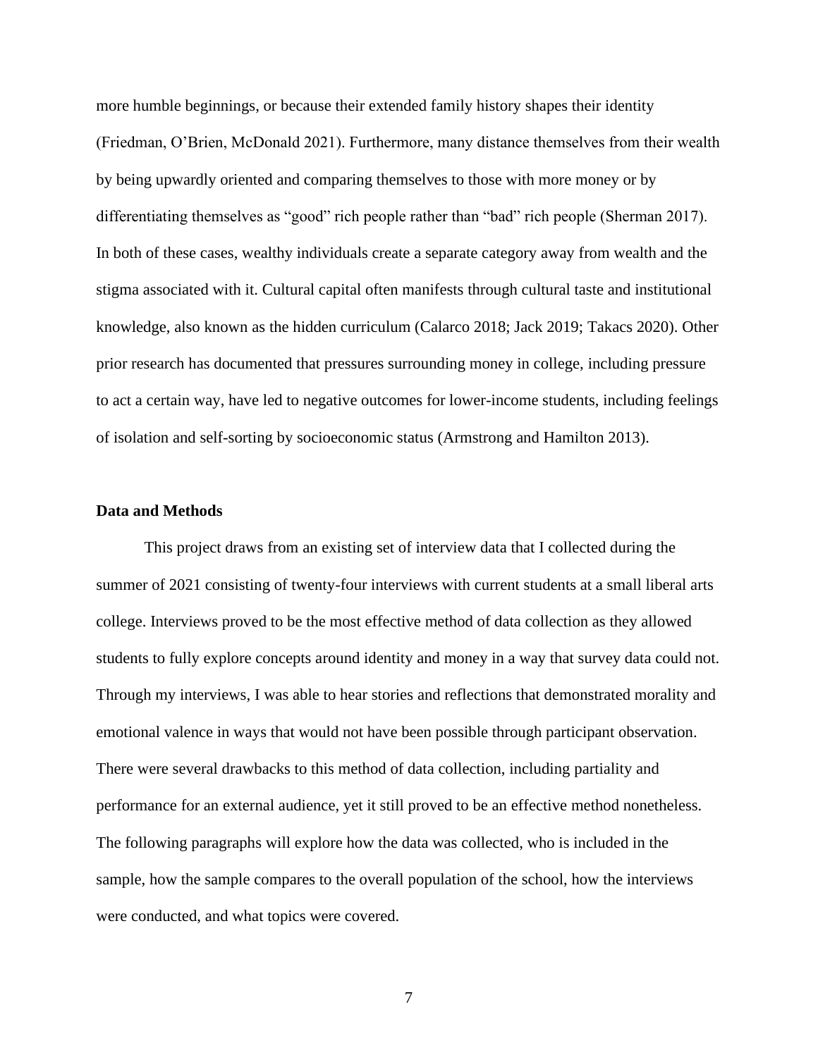more humble beginnings, or because their extended family history shapes their identity (Friedman, O'Brien, McDonald 2021). Furthermore, many distance themselves from their wealth by being upwardly oriented and comparing themselves to those with more money or by differentiating themselves as "good" rich people rather than "bad" rich people (Sherman 2017). In both of these cases, wealthy individuals create a separate category away from wealth and the stigma associated with it. Cultural capital often manifests through cultural taste and institutional knowledge, also known as the hidden curriculum (Calarco 2018; Jack 2019; Takacs 2020). Other prior research has documented that pressures surrounding money in college, including pressure to act a certain way, have led to negative outcomes for lower-income students, including feelings of isolation and self-sorting by socioeconomic status (Armstrong and Hamilton 2013).

**Data and Methods**

This project draws from an existing set of interview data that I collected during the summer of 2021 consisting of twenty-four interviews with current students at a small liberal arts college. Interviews proved to be the most effective method of data collection as they allowed students to fully explore concepts around identity and money in a way that survey data could not. Through my interviews, I was able to hear stories and reflections that demonstrated morality and emotional valence in ways that would not have been possible through participant observation. There were several drawbacks to this method of data collection, including partiality and performance for an external audience, yet it still proved to be an effective method nonetheless. The following paragraphs will explore how the data was collected, who is included in the sample, how the sample compares to the overall population of the school, how the interviews were conducted, and what topics were covered.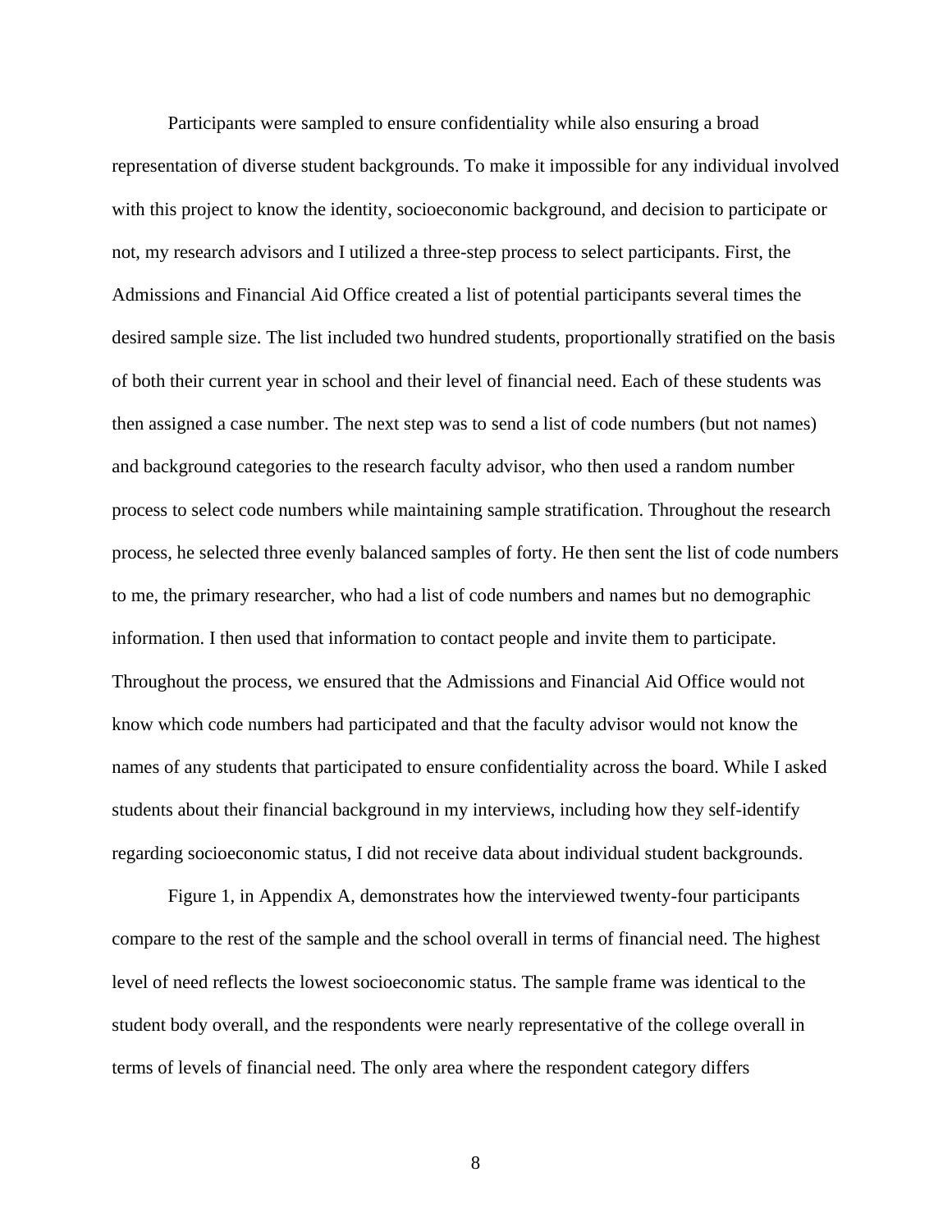Participants were sampled to ensure confidentiality while also ensuring a broad representation of diverse student backgrounds. To make it impossible for any individual involved with this project to know the identity, socioeconomic background, and decision to participate or not, my research advisors and I utilized a three-step process to select participants. First, the Admissions and Financial Aid Office created a list of potential participants several times the desired sample size. The list included two hundred students, proportionally stratified on the basis of both their current year in school and their level of financial need. Each of these students was then assigned a case number. The next step was to send a list of code numbers (but not names) and background categories to the research faculty advisor, who then used a random number process to select code numbers while maintaining sample stratification. Throughout the research process, he selected three evenly balanced samples of forty. He then sent the list of code numbers to me, the primary researcher, who had a list of code numbers and names but no demographic information. I then used that information to contact people and invite them to participate. Throughout the process, we ensured that the Admissions and Financial Aid Office would not know which code numbers had participated and that the faculty advisor would not know the names of any students that participated to ensure confidentiality across the board. While I asked students about their financial background in my interviews, including how they self-identify regarding socioeconomic status, I did not receive data about individual student backgrounds.

Figure 1, in Appendix A, demonstrates how the interviewed twenty-four participants compare to the rest of the sample and the school overall in terms of financial need. The highest level of need reflects the lowest socioeconomic status. The sample frame was identical to the student body overall, and the respondents were nearly representative of the college overall in terms of levels of financial need. The only area where the respondent category differs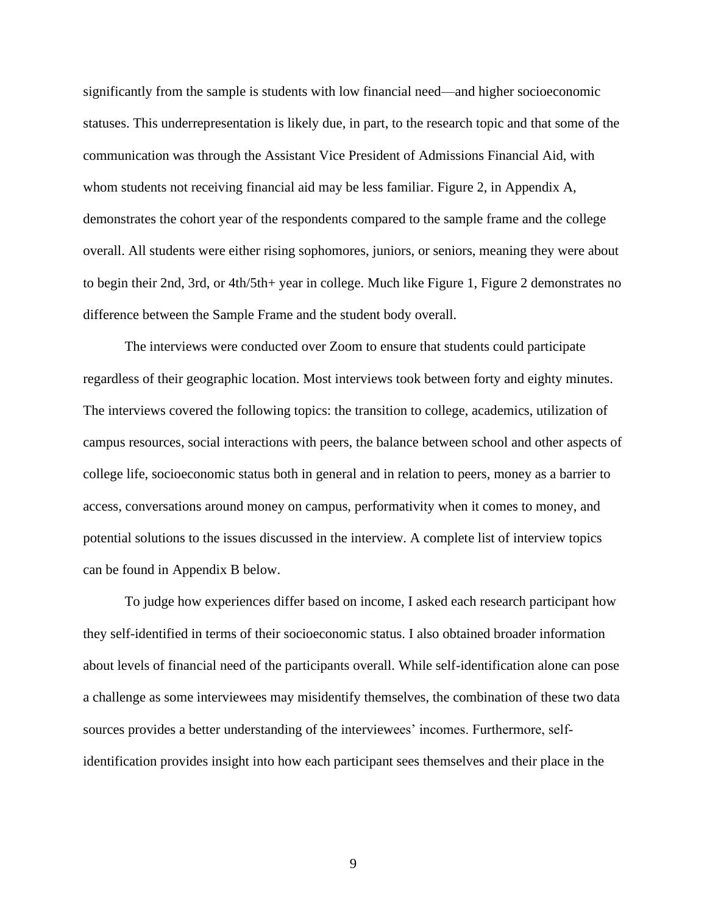significantly from the sample is students with low financial need—and higher socioeconomic statuses. This underrepresentation is likely due, in part, to the research topic and that some of the communication was through the Assistant Vice President of Admissions Financial Aid, with whom students not receiving financial aid may be less familiar. Figure 2, in Appendix A, demonstrates the cohort year of the respondents compared to the sample frame and the college overall. All students were either rising sophomores, juniors, or seniors, meaning they were about to begin their 2nd, 3rd, or 4th/5th+ year in college. Much like Figure 1, Figure 2 demonstrates no difference between the Sample Frame and the student body overall.

The interviews were conducted over Zoom to ensure that students could participate regardless of their geographic location. Most interviews took between forty and eighty minutes. The interviews covered the following topics: the transition to college, academics, utilization of campus resources, social interactions with peers, the balance between school and other aspects of college life, socioeconomic status both in general and in relation to peers, money as a barrier to access, conversations around money on campus, performativity when it comes to money, and potential solutions to the issues discussed in the interview. A complete list of interview topics can be found in Appendix B below.

To judge how experiences differ based on income, I asked each research participant how they self-identified in terms of their socioeconomic status. I also obtained broader information about levels of financial need of the participants overall. While self-identification alone can pose a challenge as some interviewees may misidentify themselves, the combination of these two data sources provides a better understanding of the interviewees' incomes. Furthermore, self-identification provides insight into how each participant sees themselves and their place in the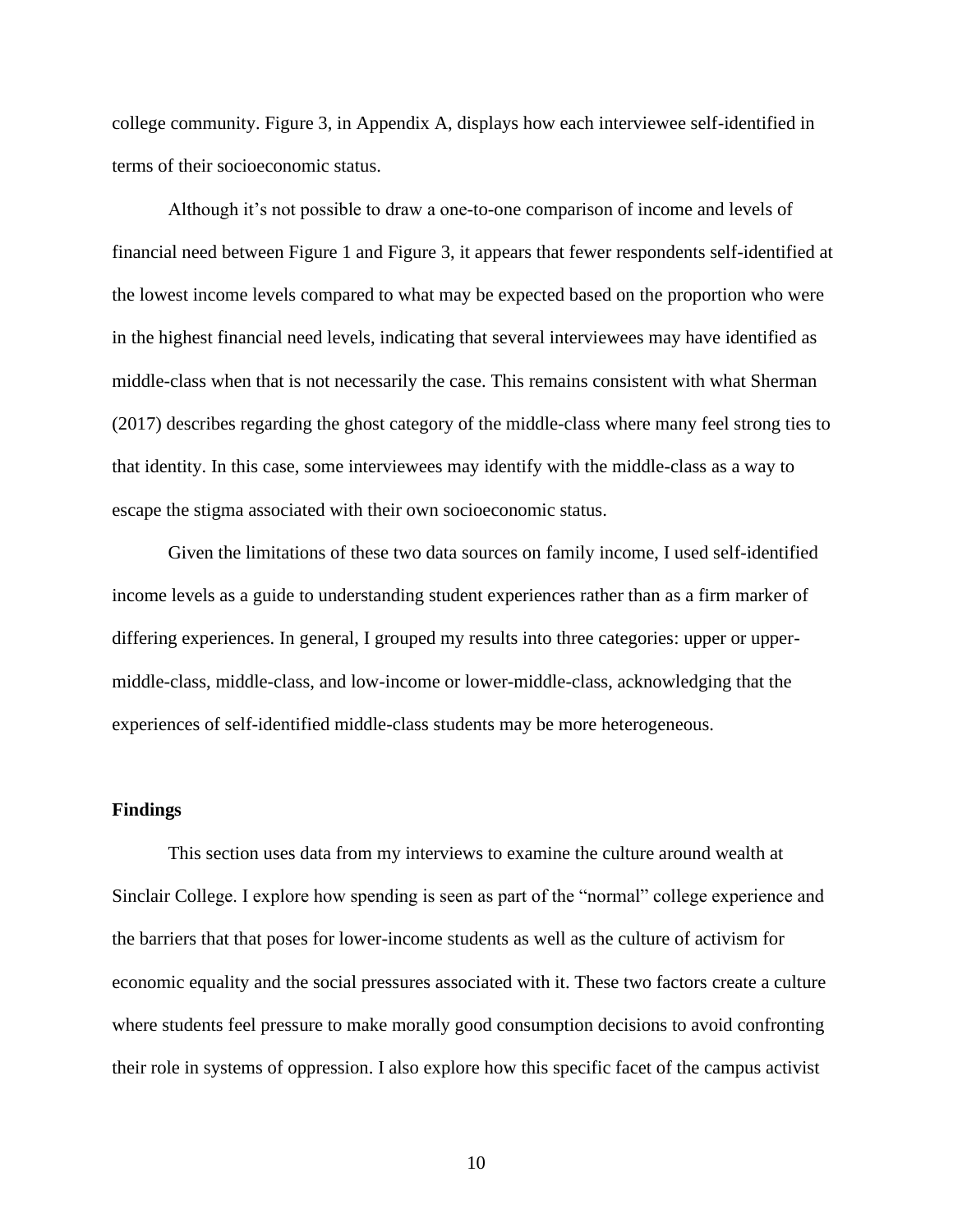college community. Figure 3, in Appendix A, displays how each interviewee self-identified in terms of their socioeconomic status.

Although it's not possible to draw a one-to-one comparison of income and levels of financial need between Figure 1 and Figure 3, it appears that fewer respondents self-identified at the lowest income levels compared to what may be expected based on the proportion who were in the highest financial need levels, indicating that several interviewees may have identified as middle-class when that is not necessarily the case. This remains consistent with what Sherman (2017) describes regarding the ghost category of the middle-class where many feel strong ties to that identity. In this case, some interviewees may identify with the middle-class as a way to escape the stigma associated with their own socioeconomic status.

Given the limitations of these two data sources on family income, I used self-identified income levels as a guide to understanding student experiences rather than as a firm marker of differing experiences. In general, I grouped my results into three categories: upper or upper-middle-class, middle-class, and low-income or lower-middle-class, acknowledging that the experiences of self-identified middle-class students may be more heterogeneous.

**Findings**

This section uses data from my interviews to examine the culture around wealth at Sinclair College. I explore how spending is seen as part of the "normal" college experience and the barriers that that poses for lower-income students as well as the culture of activism for economic equality and the social pressures associated with it. These two factors create a culture where students feel pressure to make morally good consumption decisions to avoid confronting their role in systems of oppression. I also explore how this specific facet of the campus activist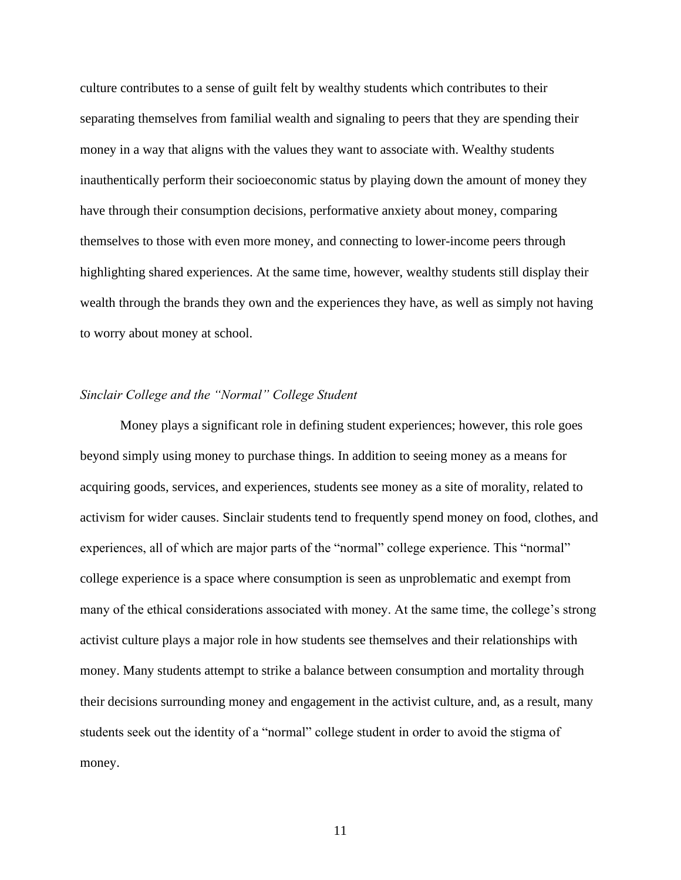culture contributes to a sense of guilt felt by wealthy students which contributes to their separating themselves from familial wealth and signaling to peers that they are spending their money in a way that aligns with the values they want to associate with. Wealthy students inauthentically perform their socioeconomic status by playing down the amount of money they have through their consumption decisions, performative anxiety about money, comparing themselves to those with even more money, and connecting to lower-income peers through highlighting shared experiences. At the same time, however, wealthy students still display their wealth through the brands they own and the experiences they have, as well as simply not having to worry about money at school.

### *Sinclair College and the "Normal" College Student*

Money plays a significant role in defining student experiences; however, this role goes beyond simply using money to purchase things. In addition to seeing money as a means for acquiring goods, services, and experiences, students see money as a site of morality, related to activism for wider causes. Sinclair students tend to frequently spend money on food, clothes, and experiences, all of which are major parts of the "normal" college experience. This "normal" college experience is a space where consumption is seen as unproblematic and exempt from many of the ethical considerations associated with money. At the same time, the college's strong activist culture plays a major role in how students see themselves and their relationships with money. Many students attempt to strike a balance between consumption and mortality through their decisions surrounding money and engagement in the activist culture, and, as a result, many students seek out the identity of a "normal" college student in order to avoid the stigma of money.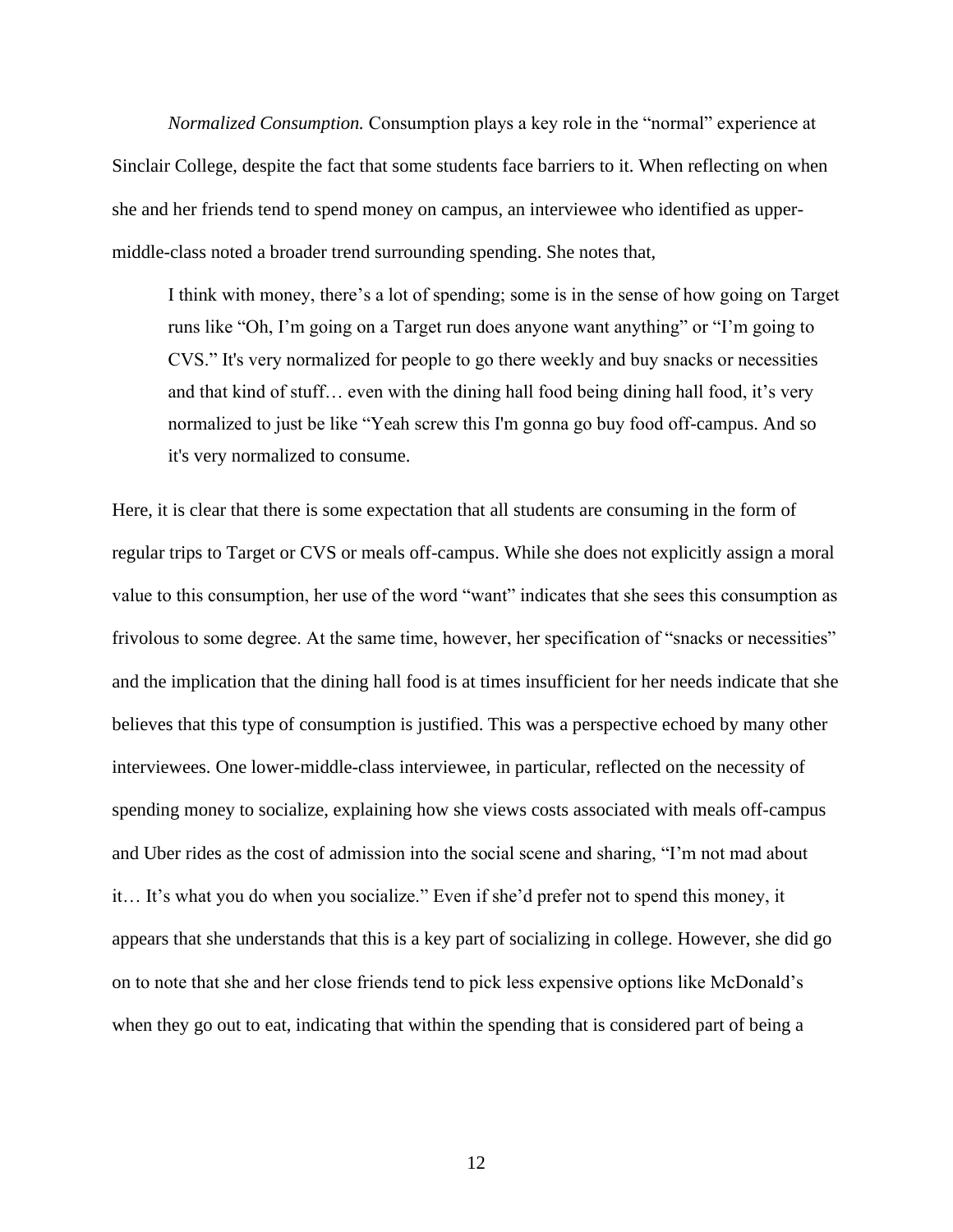*Normalized Consumption.* Consumption plays a key role in the "normal" experience at Sinclair College, despite the fact that some students face barriers to it. When reflecting on when she and her friends tend to spend money on campus, an interviewee who identified as upper-middle-class noted a broader trend surrounding spending. She notes that,

> I think with money, there's a lot of spending; some is in the sense of how going on Target runs like "Oh, I'm going on a Target run does anyone want anything" or "I'm going to CVS." It's very normalized for people to go there weekly and buy snacks or necessities and that kind of stuff… even with the dining hall food being dining hall food, it's very normalized to just be like "Yeah screw this I'm gonna go buy food off-campus. And so it's very normalized to consume.

Here, it is clear that there is some expectation that all students are consuming in the form of regular trips to Target or CVS or meals off-campus. While she does not explicitly assign a moral value to this consumption, her use of the word "want" indicates that she sees this consumption as frivolous to some degree. At the same time, however, her specification of "snacks or necessities" and the implication that the dining hall food is at times insufficient for her needs indicate that she believes that this type of consumption is justified. This was a perspective echoed by many other interviewees. One lower-middle-class interviewee, in particular, reflected on the necessity of spending money to socialize, explaining how she views costs associated with meals off-campus and Uber rides as the cost of admission into the social scene and sharing, "I'm not mad about it… It's what you do when you socialize." Even if she'd prefer not to spend this money, it appears that she understands that this is a key part of socializing in college. However, she did go on to note that she and her close friends tend to pick less expensive options like McDonald's when they go out to eat, indicating that within the spending that is considered part of being a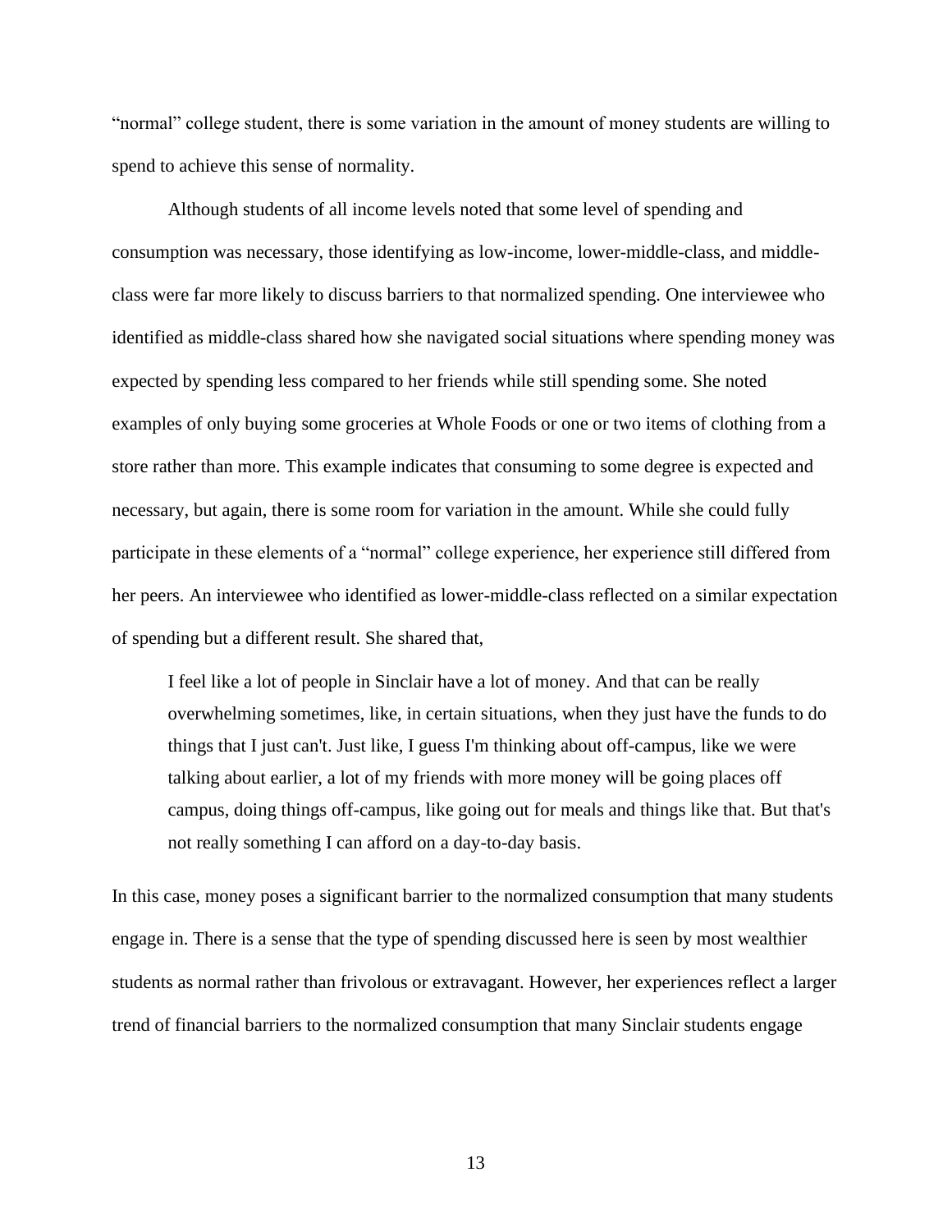"normal" college student, there is some variation in the amount of money students are willing to spend to achieve this sense of normality.

Although students of all income levels noted that some level of spending and consumption was necessary, those identifying as low-income, lower-middle-class, and middle-class were far more likely to discuss barriers to that normalized spending. One interviewee who identified as middle-class shared how she navigated social situations where spending money was expected by spending less compared to her friends while still spending some. She noted examples of only buying some groceries at Whole Foods or one or two items of clothing from a store rather than more. This example indicates that consuming to some degree is expected and necessary, but again, there is some room for variation in the amount. While she could fully participate in these elements of a "normal" college experience, her experience still differed from her peers. An interviewee who identified as lower-middle-class reflected on a similar expectation of spending but a different result. She shared that,

> I feel like a lot of people in Sinclair have a lot of money. And that can be really overwhelming sometimes, like, in certain situations, when they just have the funds to do things that I just can't. Just like, I guess I'm thinking about off-campus, like we were talking about earlier, a lot of my friends with more money will be going places off campus, doing things off-campus, like going out for meals and things like that. But that's not really something I can afford on a day-to-day basis.

In this case, money poses a significant barrier to the normalized consumption that many students engage in. There is a sense that the type of spending discussed here is seen by most wealthier students as normal rather than frivolous or extravagant. However, her experiences reflect a larger trend of financial barriers to the normalized consumption that many Sinclair students engage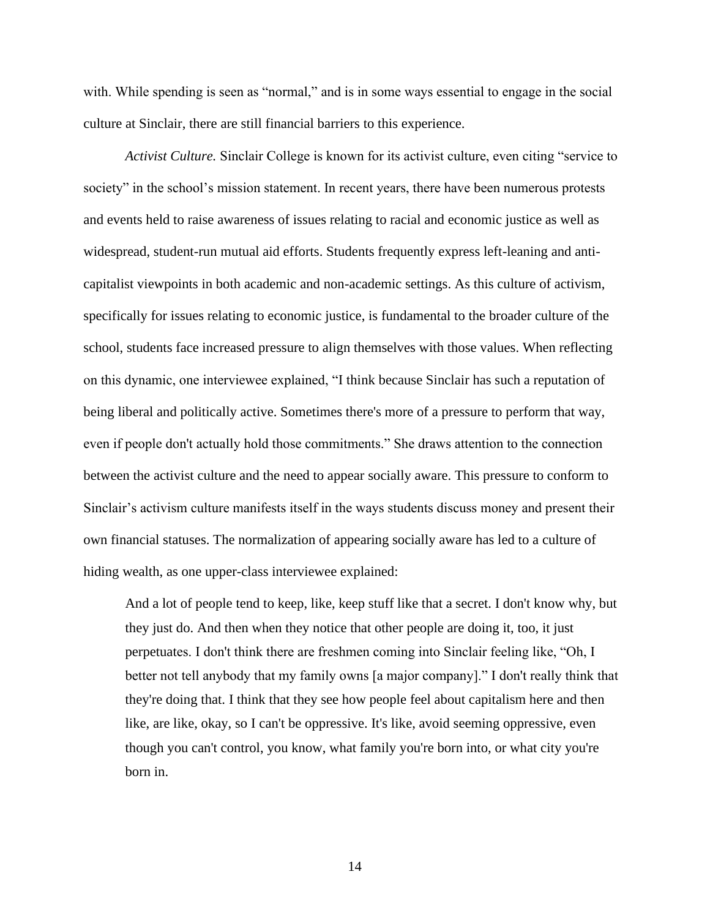with. While spending is seen as "normal," and is in some ways essential to engage in the social culture at Sinclair, there are still financial barriers to this experience.

*Activist Culture.* Sinclair College is known for its activist culture, even citing "service to society" in the school's mission statement. In recent years, there have been numerous protests and events held to raise awareness of issues relating to racial and economic justice as well as widespread, student-run mutual aid efforts. Students frequently express left-leaning and anti-capitalist viewpoints in both academic and non-academic settings. As this culture of activism, specifically for issues relating to economic justice, is fundamental to the broader culture of the school, students face increased pressure to align themselves with those values. When reflecting on this dynamic, one interviewee explained, "I think because Sinclair has such a reputation of being liberal and politically active. Sometimes there's more of a pressure to perform that way, even if people don't actually hold those commitments." She draws attention to the connection between the activist culture and the need to appear socially aware. This pressure to conform to Sinclair's activism culture manifests itself in the ways students discuss money and present their own financial statuses. The normalization of appearing socially aware has led to a culture of hiding wealth, as one upper-class interviewee explained:

> And a lot of people tend to keep, like, keep stuff like that a secret. I don't know why, but they just do. And then when they notice that other people are doing it, too, it just perpetuates. I don't think there are freshmen coming into Sinclair feeling like, "Oh, I better not tell anybody that my family owns [a major company]." I don't really think that they're doing that. I think that they see how people feel about capitalism here and then like, are like, okay, so I can't be oppressive. It's like, avoid seeming oppressive, even though you can't control, you know, what family you're born into, or what city you're born in.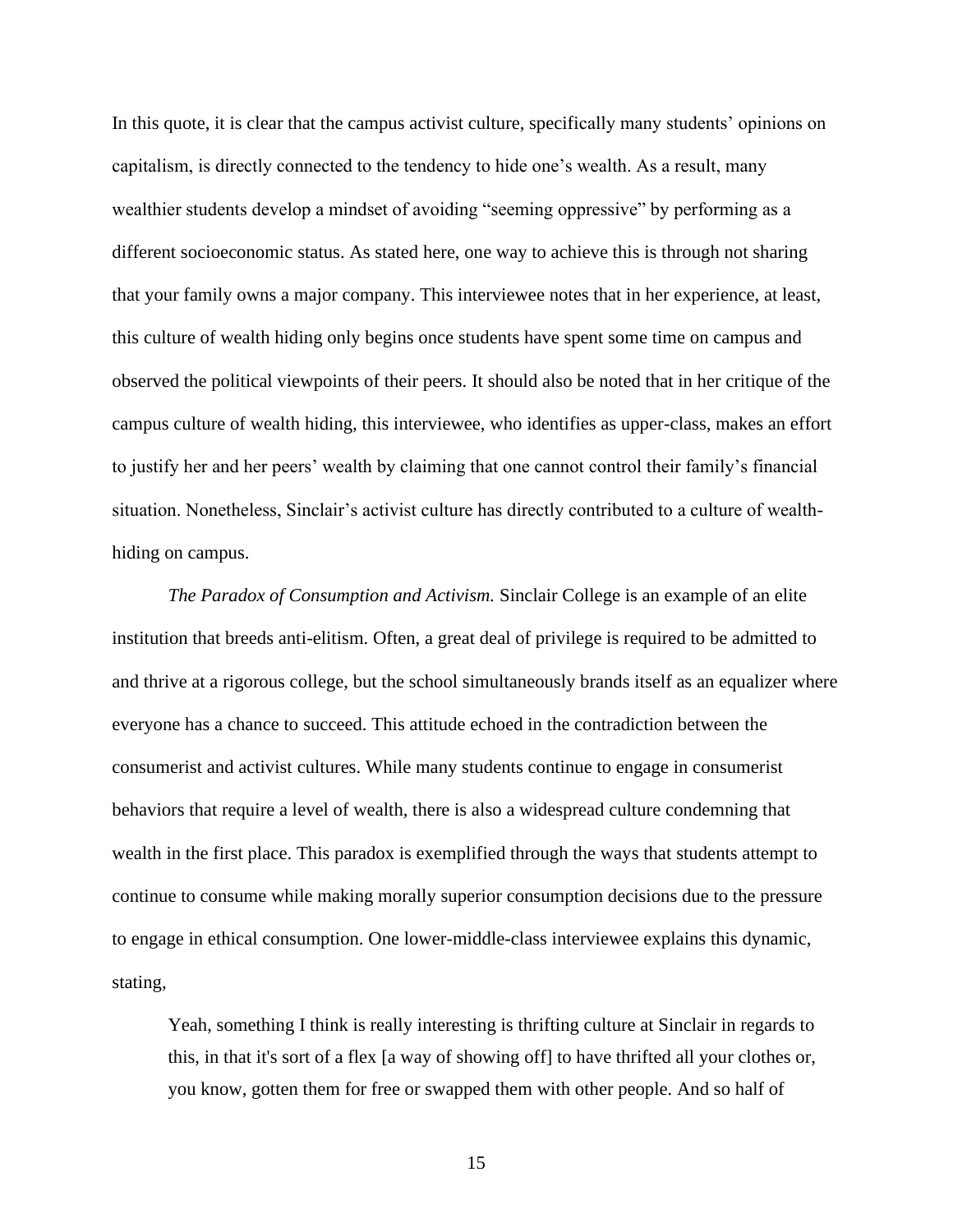In this quote, it is clear that the campus activist culture, specifically many students' opinions on capitalism, is directly connected to the tendency to hide one's wealth. As a result, many wealthier students develop a mindset of avoiding "seeming oppressive" by performing as a different socioeconomic status. As stated here, one way to achieve this is through not sharing that your family owns a major company. This interviewee notes that in her experience, at least, this culture of wealth hiding only begins once students have spent some time on campus and observed the political viewpoints of their peers. It should also be noted that in her critique of the campus culture of wealth hiding, this interviewee, who identifies as upper-class, makes an effort to justify her and her peers' wealth by claiming that one cannot control their family's financial situation. Nonetheless, Sinclair's activist culture has directly contributed to a culture of wealth-hiding on campus.

*The Paradox of Consumption and Activism.* Sinclair College is an example of an elite institution that breeds anti-elitism. Often, a great deal of privilege is required to be admitted to and thrive at a rigorous college, but the school simultaneously brands itself as an equalizer where everyone has a chance to succeed. This attitude echoed in the contradiction between the consumerist and activist cultures. While many students continue to engage in consumerist behaviors that require a level of wealth, there is also a widespread culture condemning that wealth in the first place. This paradox is exemplified through the ways that students attempt to continue to consume while making morally superior consumption decisions due to the pressure to engage in ethical consumption. One lower-middle-class interviewee explains this dynamic, stating,

> Yeah, something I think is really interesting is thrifting culture at Sinclair in regards to this, in that it's sort of a flex [a way of showing off] to have thrifted all your clothes or, you know, gotten them for free or swapped them with other people. And so half of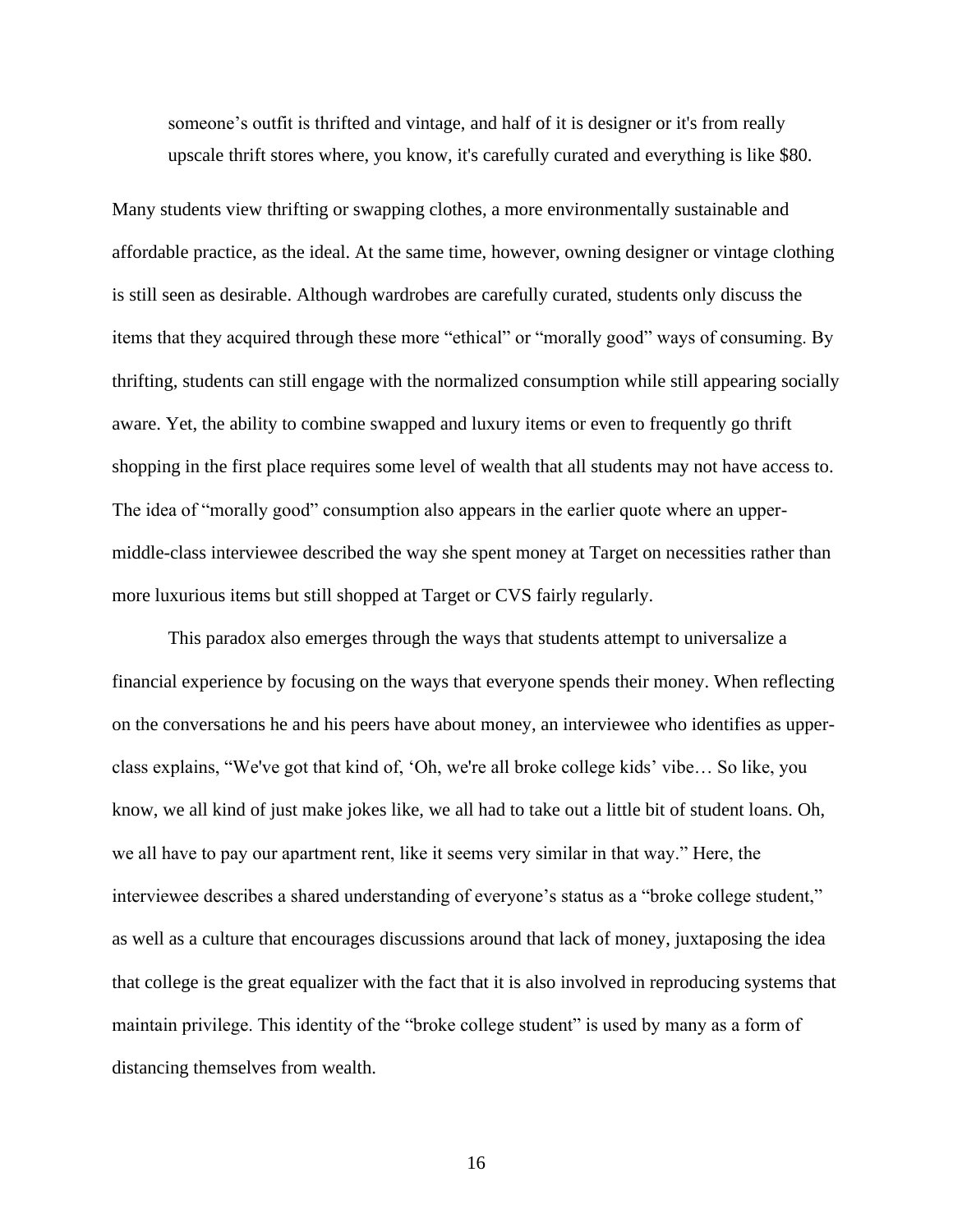> someone's outfit is thrifted and vintage, and half of it is designer or it's from really upscale thrift stores where, you know, it's carefully curated and everything is like $80.

Many students view thrifting or swapping clothes, a more environmentally sustainable and affordable practice, as the ideal. At the same time, however, owning designer or vintage clothing is still seen as desirable. Although wardrobes are carefully curated, students only discuss the items that they acquired through these more "ethical" or "morally good" ways of consuming. By thrifting, students can still engage with the normalized consumption while still appearing socially aware. Yet, the ability to combine swapped and luxury items or even to frequently go thrift shopping in the first place requires some level of wealth that all students may not have access to. The idea of "morally good" consumption also appears in the earlier quote where an upper-middle-class interviewee described the way she spent money at Target on necessities rather than more luxurious items but still shopped at Target or CVS fairly regularly.

This paradox also emerges through the ways that students attempt to universalize a financial experience by focusing on the ways that everyone spends their money. When reflecting on the conversations he and his peers have about money, an interviewee who identifies as upper-class explains, "We've got that kind of, 'Oh, we're all broke college kids' vibe… So like, you know, we all kind of just make jokes like, we all had to take out a little bit of student loans. Oh, we all have to pay our apartment rent, like it seems very similar in that way." Here, the interviewee describes a shared understanding of everyone's status as a "broke college student," as well as a culture that encourages discussions around that lack of money, juxtaposing the idea that college is the great equalizer with the fact that it is also involved in reproducing systems that maintain privilege. This identity of the "broke college student" is used by many as a form of distancing themselves from wealth.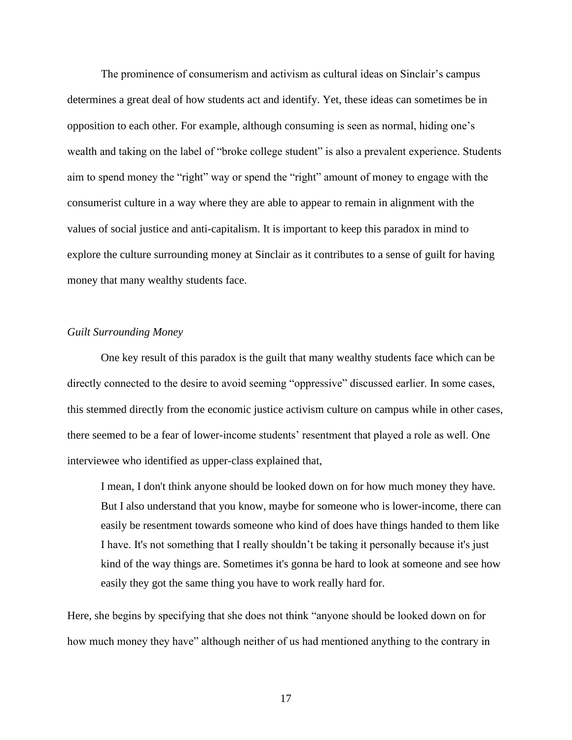The prominence of consumerism and activism as cultural ideas on Sinclair's campus determines a great deal of how students act and identify. Yet, these ideas can sometimes be in opposition to each other. For example, although consuming is seen as normal, hiding one's wealth and taking on the label of "broke college student" is also a prevalent experience. Students aim to spend money the "right" way or spend the "right" amount of money to engage with the consumerist culture in a way where they are able to appear to remain in alignment with the values of social justice and anti-capitalism. It is important to keep this paradox in mind to explore the culture surrounding money at Sinclair as it contributes to a sense of guilt for having money that many wealthy students face.

*Guilt Surrounding Money*

One key result of this paradox is the guilt that many wealthy students face which can be directly connected to the desire to avoid seeming "oppressive" discussed earlier. In some cases, this stemmed directly from the economic justice activism culture on campus while in other cases, there seemed to be a fear of lower-income students' resentment that played a role as well. One interviewee who identified as upper-class explained that,

> I mean, I don't think anyone should be looked down on for how much money they have. But I also understand that you know, maybe for someone who is lower-income, there can easily be resentment towards someone who kind of does have things handed to them like I have. It's not something that I really shouldn't be taking it personally because it's just kind of the way things are. Sometimes it's gonna be hard to look at someone and see how easily they got the same thing you have to work really hard for.

Here, she begins by specifying that she does not think "anyone should be looked down on for how much money they have" although neither of us had mentioned anything to the contrary in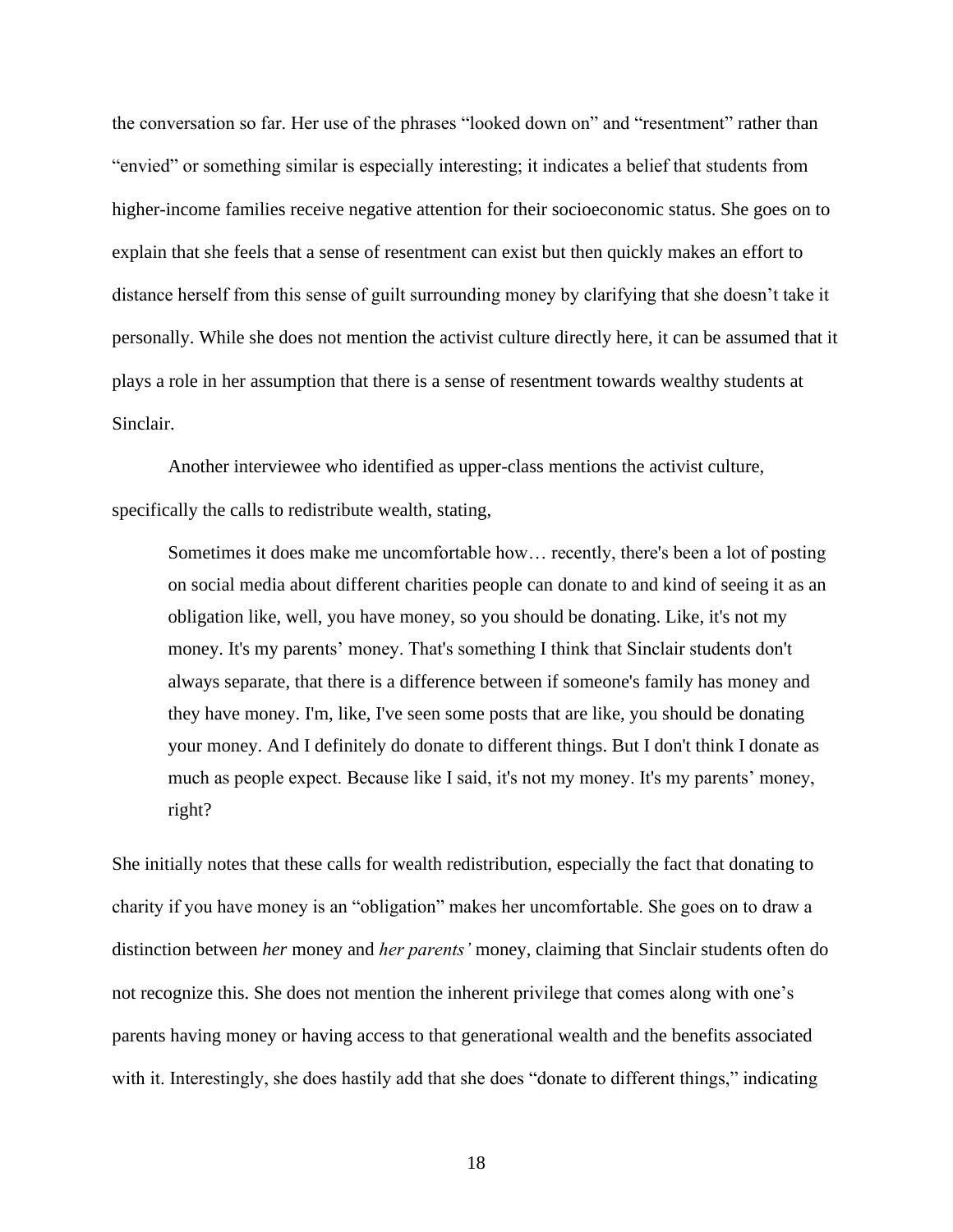the conversation so far. Her use of the phrases "looked down on" and "resentment" rather than "envied" or something similar is especially interesting; it indicates a belief that students from higher-income families receive negative attention for their socioeconomic status. She goes on to explain that she feels that a sense of resentment can exist but then quickly makes an effort to distance herself from this sense of guilt surrounding money by clarifying that she doesn't take it personally. While she does not mention the activist culture directly here, it can be assumed that it plays a role in her assumption that there is a sense of resentment towards wealthy students at Sinclair.

Another interviewee who identified as upper-class mentions the activist culture, specifically the calls to redistribute wealth, stating,

> Sometimes it does make me uncomfortable how… recently, there's been a lot of posting on social media about different charities people can donate to and kind of seeing it as an obligation like, well, you have money, so you should be donating. Like, it's not my money. It's my parents' money. That's something I think that Sinclair students don't always separate, that there is a difference between if someone's family has money and they have money. I'm, like, I've seen some posts that are like, you should be donating your money. And I definitely do donate to different things. But I don't think I donate as much as people expect. Because like I said, it's not my money. It's my parents' money, right?

She initially notes that these calls for wealth redistribution, especially the fact that donating to charity if you have money is an "obligation" makes her uncomfortable. She goes on to draw a distinction between *her* money and *her parents'* money, claiming that Sinclair students often do not recognize this. She does not mention the inherent privilege that comes along with one's parents having money or having access to that generational wealth and the benefits associated with it. Interestingly, she does hastily add that she does "donate to different things," indicating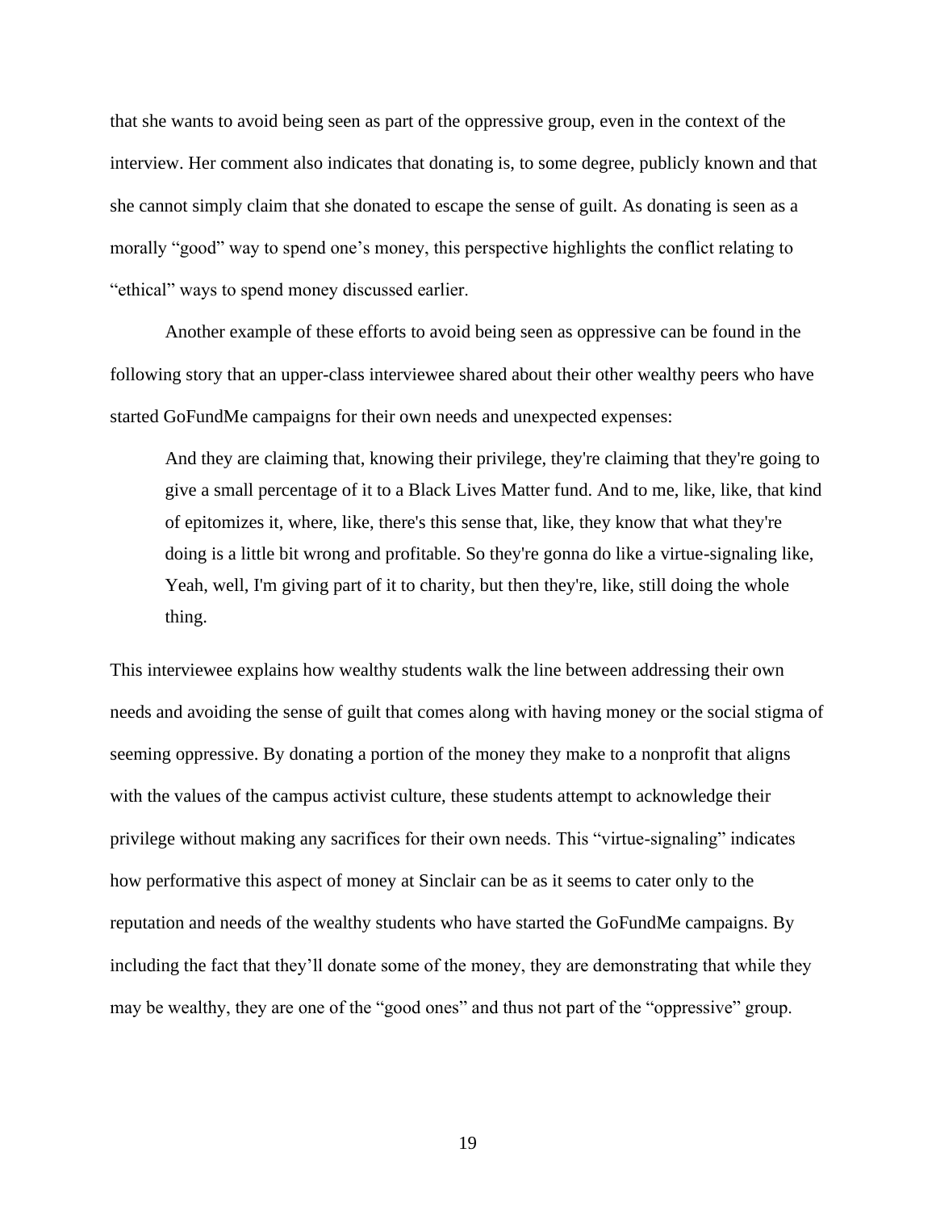that she wants to avoid being seen as part of the oppressive group, even in the context of the interview. Her comment also indicates that donating is, to some degree, publicly known and that she cannot simply claim that she donated to escape the sense of guilt. As donating is seen as a morally "good" way to spend one's money, this perspective highlights the conflict relating to "ethical" ways to spend money discussed earlier.

Another example of these efforts to avoid being seen as oppressive can be found in the following story that an upper-class interviewee shared about their other wealthy peers who have started GoFundMe campaigns for their own needs and unexpected expenses:

> And they are claiming that, knowing their privilege, they're claiming that they're going to give a small percentage of it to a Black Lives Matter fund. And to me, like, like, that kind of epitomizes it, where, like, there's this sense that, like, they know that what they're doing is a little bit wrong and profitable. So they're gonna do like a virtue-signaling like, Yeah, well, I'm giving part of it to charity, but then they're, like, still doing the whole thing.

This interviewee explains how wealthy students walk the line between addressing their own needs and avoiding the sense of guilt that comes along with having money or the social stigma of seeming oppressive. By donating a portion of the money they make to a nonprofit that aligns with the values of the campus activist culture, these students attempt to acknowledge their privilege without making any sacrifices for their own needs. This "virtue-signaling" indicates how performative this aspect of money at Sinclair can be as it seems to cater only to the reputation and needs of the wealthy students who have started the GoFundMe campaigns. By including the fact that they'll donate some of the money, they are demonstrating that while they may be wealthy, they are one of the "good ones" and thus not part of the "oppressive" group.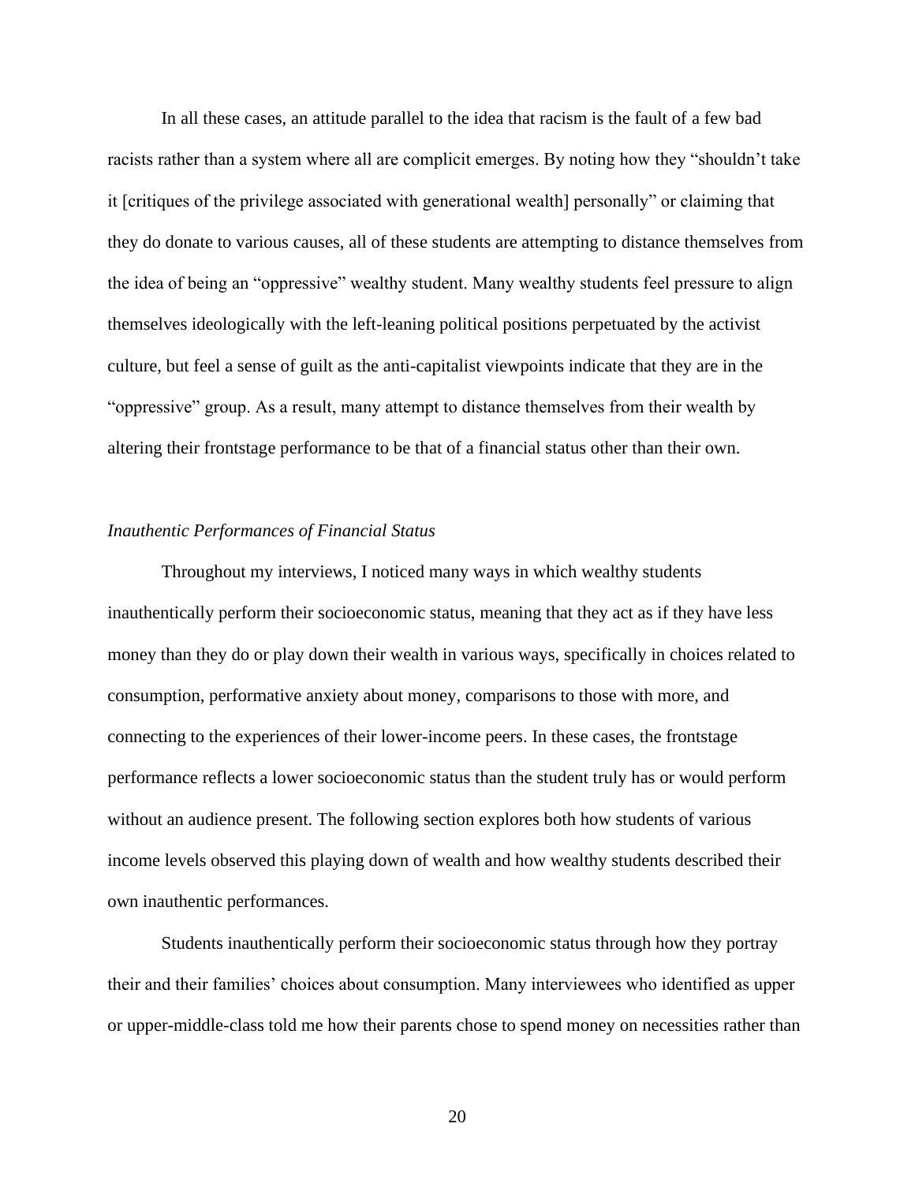In all these cases, an attitude parallel to the idea that racism is the fault of a few bad racists rather than a system where all are complicit emerges. By noting how they "shouldn't take it [critiques of the privilege associated with generational wealth] personally" or claiming that they do donate to various causes, all of these students are attempting to distance themselves from the idea of being an "oppressive" wealthy student. Many wealthy students feel pressure to align themselves ideologically with the left-leaning political positions perpetuated by the activist culture, but feel a sense of guilt as the anti-capitalist viewpoints indicate that they are in the "oppressive" group. As a result, many attempt to distance themselves from their wealth by altering their frontstage performance to be that of a financial status other than their own.

*Inauthentic Performances of Financial Status*

Throughout my interviews, I noticed many ways in which wealthy students inauthentically perform their socioeconomic status, meaning that they act as if they have less money than they do or play down their wealth in various ways, specifically in choices related to consumption, performative anxiety about money, comparisons to those with more, and connecting to the experiences of their lower-income peers. In these cases, the frontstage performance reflects a lower socioeconomic status than the student truly has or would perform without an audience present. The following section explores both how students of various income levels observed this playing down of wealth and how wealthy students described their own inauthentic performances.

Students inauthentically perform their socioeconomic status through how they portray their and their families' choices about consumption. Many interviewees who identified as upper or upper-middle-class told me how their parents chose to spend money on necessities rather than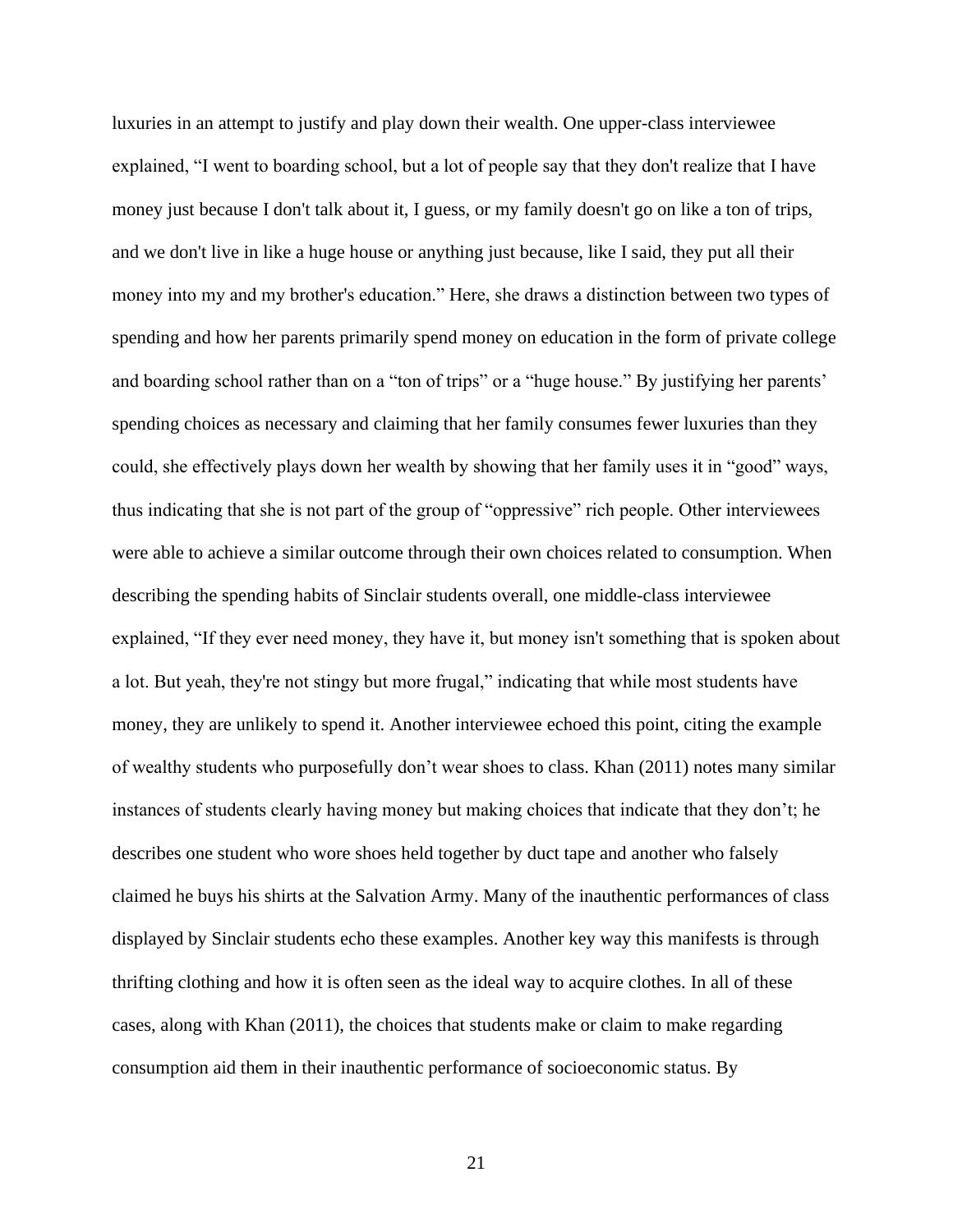luxuries in an attempt to justify and play down their wealth. One upper-class interviewee explained, "I went to boarding school, but a lot of people say that they don't realize that I have money just because I don't talk about it, I guess, or my family doesn't go on like a ton of trips, and we don't live in like a huge house or anything just because, like I said, they put all their money into my and my brother's education." Here, she draws a distinction between two types of spending and how her parents primarily spend money on education in the form of private college and boarding school rather than on a "ton of trips" or a "huge house." By justifying her parents' spending choices as necessary and claiming that her family consumes fewer luxuries than they could, she effectively plays down her wealth by showing that her family uses it in "good" ways, thus indicating that she is not part of the group of "oppressive" rich people. Other interviewees were able to achieve a similar outcome through their own choices related to consumption. When describing the spending habits of Sinclair students overall, one middle-class interviewee explained, "If they ever need money, they have it, but money isn't something that is spoken about a lot. But yeah, they're not stingy but more frugal," indicating that while most students have money, they are unlikely to spend it. Another interviewee echoed this point, citing the example of wealthy students who purposefully don't wear shoes to class. Khan (2011) notes many similar instances of students clearly having money but making choices that indicate that they don't; he describes one student who wore shoes held together by duct tape and another who falsely claimed he buys his shirts at the Salvation Army. Many of the inauthentic performances of class displayed by Sinclair students echo these examples. Another key way this manifests is through thrifting clothing and how it is often seen as the ideal way to acquire clothes. In all of these cases, along with Khan (2011), the choices that students make or claim to make regarding consumption aid them in their inauthentic performance of socioeconomic status. By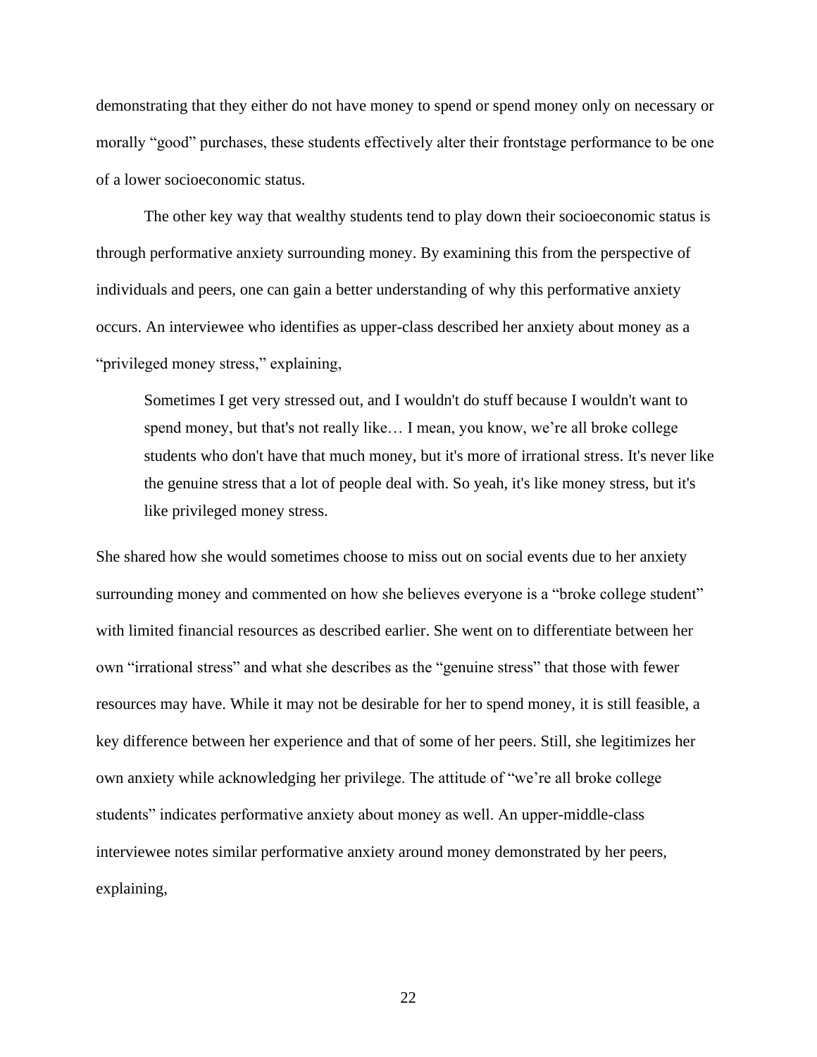demonstrating that they either do not have money to spend or spend money only on necessary or morally "good" purchases, these students effectively alter their frontstage performance to be one of a lower socioeconomic status.

The other key way that wealthy students tend to play down their socioeconomic status is through performative anxiety surrounding money. By examining this from the perspective of individuals and peers, one can gain a better understanding of why this performative anxiety occurs. An interviewee who identifies as upper-class described her anxiety about money as a "privileged money stress," explaining,

> Sometimes I get very stressed out, and I wouldn't do stuff because I wouldn't want to spend money, but that's not really like… I mean, you know, we're all broke college students who don't have that much money, but it's more of irrational stress. It's never like the genuine stress that a lot of people deal with. So yeah, it's like money stress, but it's like privileged money stress.

She shared how she would sometimes choose to miss out on social events due to her anxiety surrounding money and commented on how she believes everyone is a "broke college student" with limited financial resources as described earlier. She went on to differentiate between her own "irrational stress" and what she describes as the "genuine stress" that those with fewer resources may have. While it may not be desirable for her to spend money, it is still feasible, a key difference between her experience and that of some of her peers. Still, she legitimizes her own anxiety while acknowledging her privilege. The attitude of "we're all broke college students" indicates performative anxiety about money as well. An upper-middle-class interviewee notes similar performative anxiety around money demonstrated by her peers, explaining,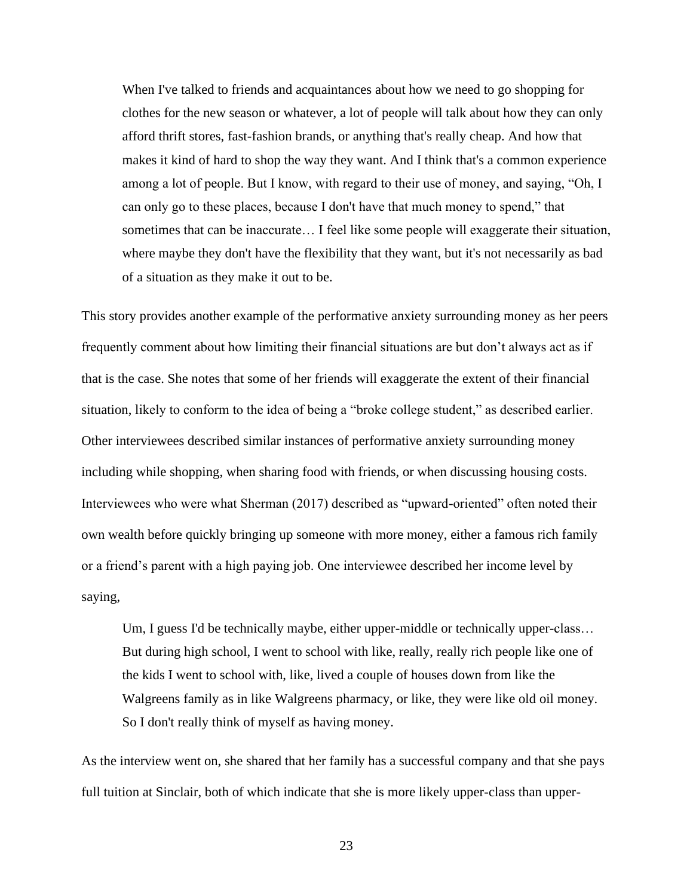> When I've talked to friends and acquaintances about how we need to go shopping for clothes for the new season or whatever, a lot of people will talk about how they can only afford thrift stores, fast-fashion brands, or anything that's really cheap. And how that makes it kind of hard to shop the way they want. And I think that's a common experience among a lot of people. But I know, with regard to their use of money, and saying, "Oh, I can only go to these places, because I don't have that much money to spend," that sometimes that can be inaccurate… I feel like some people will exaggerate their situation, where maybe they don't have the flexibility that they want, but it's not necessarily as bad of a situation as they make it out to be.

This story provides another example of the performative anxiety surrounding money as her peers frequently comment about how limiting their financial situations are but don't always act as if that is the case. She notes that some of her friends will exaggerate the extent of their financial situation, likely to conform to the idea of being a "broke college student," as described earlier. Other interviewees described similar instances of performative anxiety surrounding money including while shopping, when sharing food with friends, or when discussing housing costs. Interviewees who were what Sherman (2017) described as "upward-oriented" often noted their own wealth before quickly bringing up someone with more money, either a famous rich family or a friend's parent with a high paying job. One interviewee described her income level by saying,

> Um, I guess I'd be technically maybe, either upper-middle or technically upper-class… But during high school, I went to school with like, really, really rich people like one of the kids I went to school with, like, lived a couple of houses down from like the Walgreens family as in like Walgreens pharmacy, or like, they were like old oil money. So I don't really think of myself as having money.

As the interview went on, she shared that her family has a successful company and that she pays full tuition at Sinclair, both of which indicate that she is more likely upper-class than upper-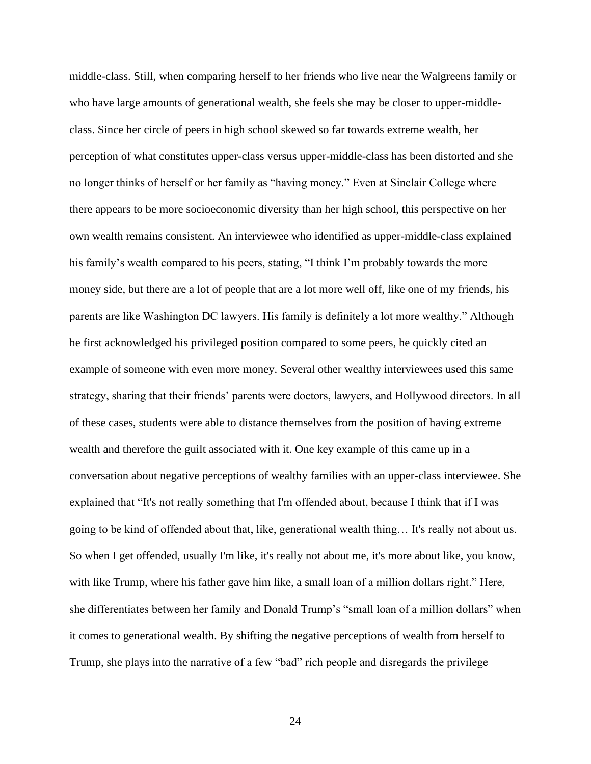middle-class. Still, when comparing herself to her friends who live near the Walgreens family or who have large amounts of generational wealth, she feels she may be closer to upper-middle-class. Since her circle of peers in high school skewed so far towards extreme wealth, her perception of what constitutes upper-class versus upper-middle-class has been distorted and she no longer thinks of herself or her family as "having money." Even at Sinclair College where there appears to be more socioeconomic diversity than her high school, this perspective on her own wealth remains consistent. An interviewee who identified as upper-middle-class explained his family's wealth compared to his peers, stating, "I think I'm probably towards the more money side, but there are a lot of people that are a lot more well off, like one of my friends, his parents are like Washington DC lawyers. His family is definitely a lot more wealthy." Although he first acknowledged his privileged position compared to some peers, he quickly cited an example of someone with even more money. Several other wealthy interviewees used this same strategy, sharing that their friends' parents were doctors, lawyers, and Hollywood directors. In all of these cases, students were able to distance themselves from the position of having extreme wealth and therefore the guilt associated with it. One key example of this came up in a conversation about negative perceptions of wealthy families with an upper-class interviewee. She explained that "It's not really something that I'm offended about, because I think that if I was going to be kind of offended about that, like, generational wealth thing… It's really not about us. So when I get offended, usually I'm like, it's really not about me, it's more about like, you know, with like Trump, where his father gave him like, a small loan of a million dollars right." Here, she differentiates between her family and Donald Trump's "small loan of a million dollars" when it comes to generational wealth. By shifting the negative perceptions of wealth from herself to Trump, she plays into the narrative of a few "bad" rich people and disregards the privilege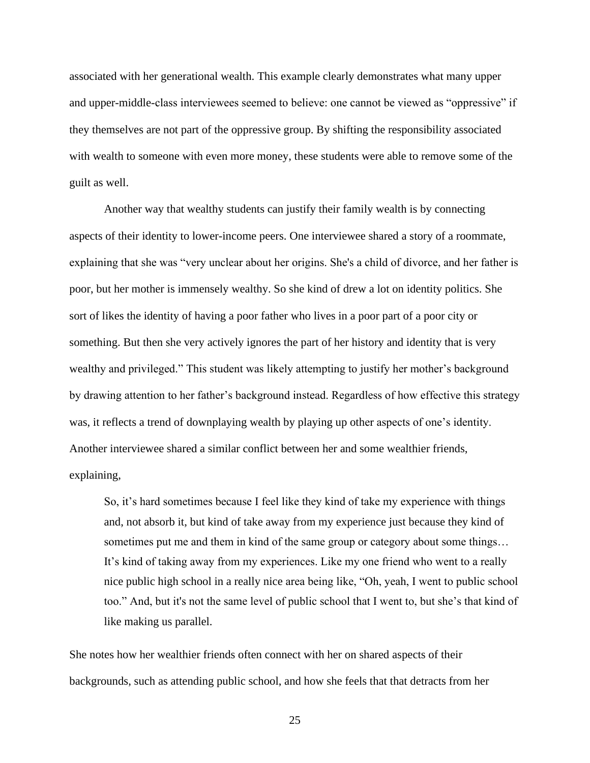associated with her generational wealth. This example clearly demonstrates what many upper and upper-middle-class interviewees seemed to believe: one cannot be viewed as "oppressive" if they themselves are not part of the oppressive group. By shifting the responsibility associated with wealth to someone with even more money, these students were able to remove some of the guilt as well.

Another way that wealthy students can justify their family wealth is by connecting aspects of their identity to lower-income peers. One interviewee shared a story of a roommate, explaining that she was "very unclear about her origins. She's a child of divorce, and her father is poor, but her mother is immensely wealthy. So she kind of drew a lot on identity politics. She sort of likes the identity of having a poor father who lives in a poor part of a poor city or something. But then she very actively ignores the part of her history and identity that is very wealthy and privileged." This student was likely attempting to justify her mother's background by drawing attention to her father's background instead. Regardless of how effective this strategy was, it reflects a trend of downplaying wealth by playing up other aspects of one's identity. Another interviewee shared a similar conflict between her and some wealthier friends, explaining,

> So, it's hard sometimes because I feel like they kind of take my experience with things and, not absorb it, but kind of take away from my experience just because they kind of sometimes put me and them in kind of the same group or category about some things… It's kind of taking away from my experiences. Like my one friend who went to a really nice public high school in a really nice area being like, "Oh, yeah, I went to public school too." And, but it's not the same level of public school that I went to, but she's that kind of like making us parallel.

She notes how her wealthier friends often connect with her on shared aspects of their backgrounds, such as attending public school, and how she feels that that detracts from her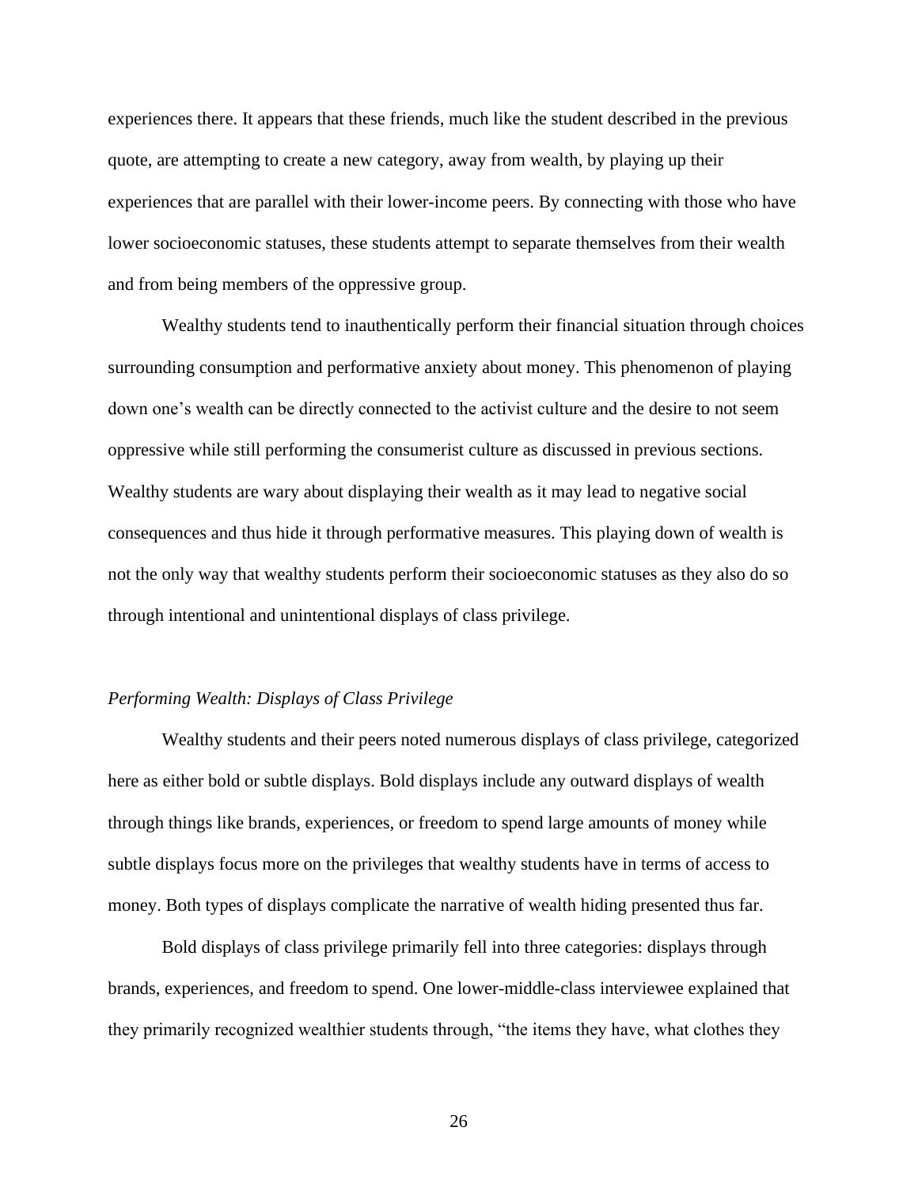experiences there. It appears that these friends, much like the student described in the previous quote, are attempting to create a new category, away from wealth, by playing up their experiences that are parallel with their lower-income peers. By connecting with those who have lower socioeconomic statuses, these students attempt to separate themselves from their wealth and from being members of the oppressive group.

Wealthy students tend to inauthentically perform their financial situation through choices surrounding consumption and performative anxiety about money. This phenomenon of playing down one's wealth can be directly connected to the activist culture and the desire to not seem oppressive while still performing the consumerist culture as discussed in previous sections. Wealthy students are wary about displaying their wealth as it may lead to negative social consequences and thus hide it through performative measures. This playing down of wealth is not the only way that wealthy students perform their socioeconomic statuses as they also do so through intentional and unintentional displays of class privilege.

### *Performing Wealth: Displays of Class Privilege*

Wealthy students and their peers noted numerous displays of class privilege, categorized here as either bold or subtle displays. Bold displays include any outward displays of wealth through things like brands, experiences, or freedom to spend large amounts of money while subtle displays focus more on the privileges that wealthy students have in terms of access to money. Both types of displays complicate the narrative of wealth hiding presented thus far.

Bold displays of class privilege primarily fell into three categories: displays through brands, experiences, and freedom to spend. One lower-middle-class interviewee explained that they primarily recognized wealthier students through, "the items they have, what clothes they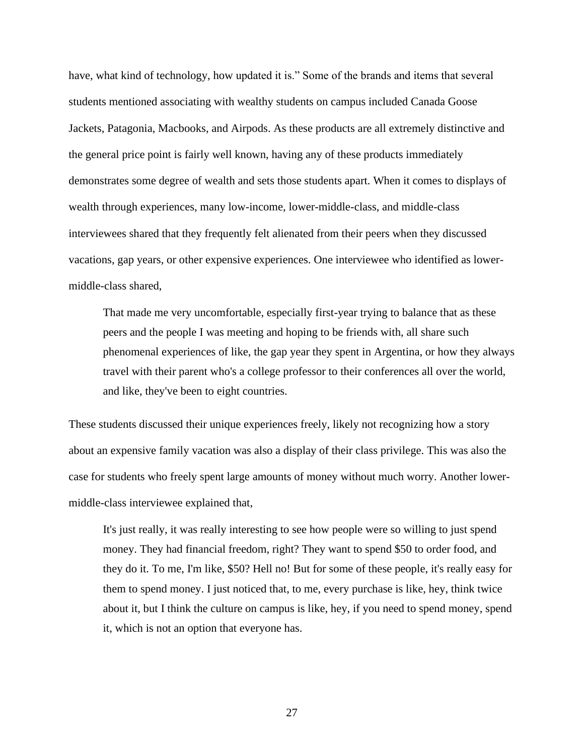have, what kind of technology, how updated it is." Some of the brands and items that several students mentioned associating with wealthy students on campus included Canada Goose Jackets, Patagonia, Macbooks, and Airpods. As these products are all extremely distinctive and the general price point is fairly well known, having any of these products immediately demonstrates some degree of wealth and sets those students apart. When it comes to displays of wealth through experiences, many low-income, lower-middle-class, and middle-class interviewees shared that they frequently felt alienated from their peers when they discussed vacations, gap years, or other expensive experiences. One interviewee who identified as lower-middle-class shared,

> That made me very uncomfortable, especially first-year trying to balance that as these peers and the people I was meeting and hoping to be friends with, all share such phenomenal experiences of like, the gap year they spent in Argentina, or how they always travel with their parent who's a college professor to their conferences all over the world, and like, they've been to eight countries.

These students discussed their unique experiences freely, likely not recognizing how a story about an expensive family vacation was also a display of their class privilege. This was also the case for students who freely spent large amounts of money without much worry. Another lower-middle-class interviewee explained that,

> It's just really, it was really interesting to see how people were so willing to just spend money. They had financial freedom, right? They want to spend $50 to order food, and they do it. To me, I'm like, $50? Hell no! But for some of these people, it's really easy for them to spend money. I just noticed that, to me, every purchase is like, hey, think twice about it, but I think the culture on campus is like, hey, if you need to spend money, spend it, which is not an option that everyone has.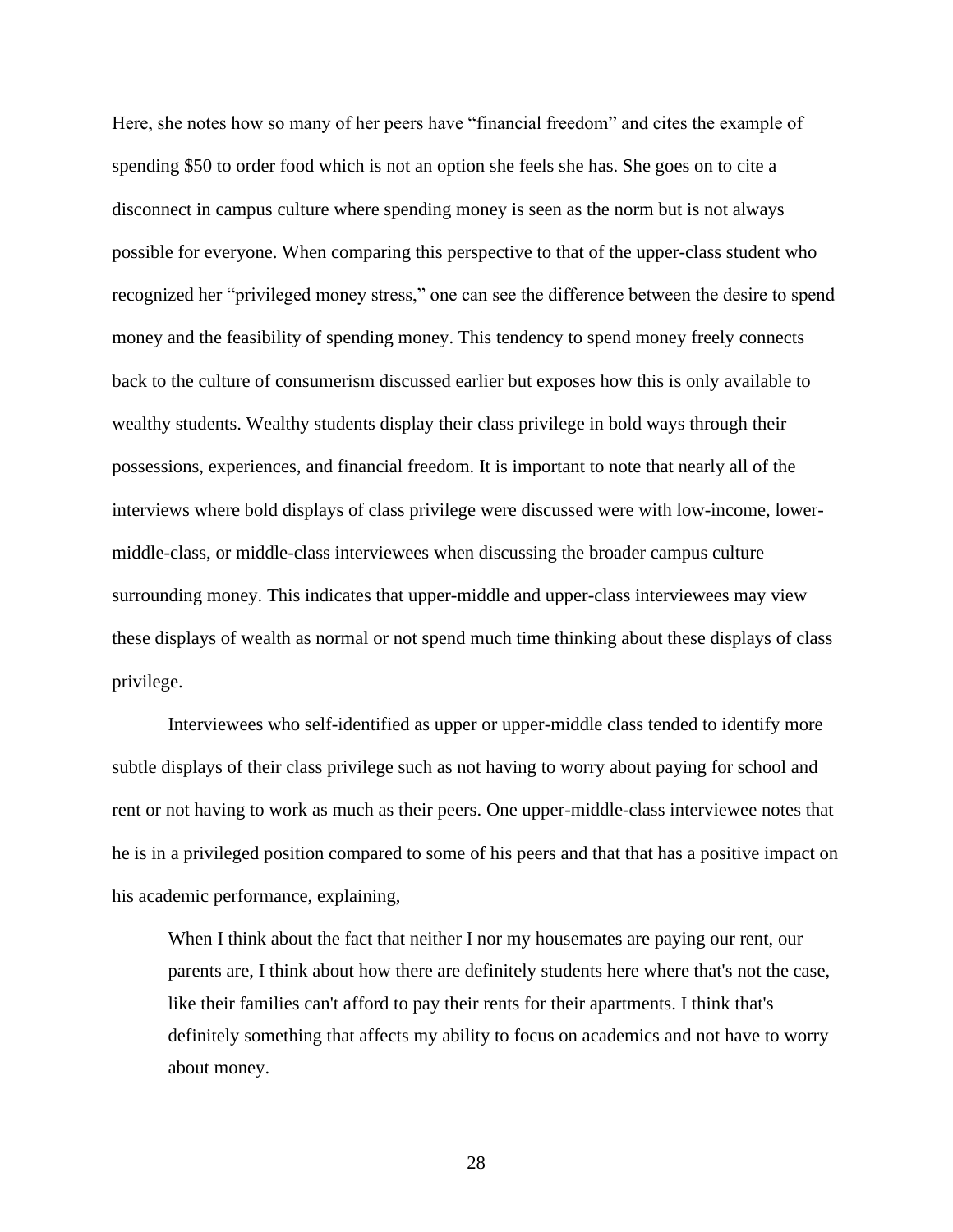Here, she notes how so many of her peers have "financial freedom" and cites the example of spending $50 to order food which is not an option she feels she has. She goes on to cite a disconnect in campus culture where spending money is seen as the norm but is not always possible for everyone. When comparing this perspective to that of the upper-class student who recognized her "privileged money stress," one can see the difference between the desire to spend money and the feasibility of spending money. This tendency to spend money freely connects back to the culture of consumerism discussed earlier but exposes how this is only available to wealthy students. Wealthy students display their class privilege in bold ways through their possessions, experiences, and financial freedom. It is important to note that nearly all of the interviews where bold displays of class privilege were discussed were with low-income, lower-middle-class, or middle-class interviewees when discussing the broader campus culture surrounding money. This indicates that upper-middle and upper-class interviewees may view these displays of wealth as normal or not spend much time thinking about these displays of class privilege.

Interviewees who self-identified as upper or upper-middle class tended to identify more subtle displays of their class privilege such as not having to worry about paying for school and rent or not having to work as much as their peers. One upper-middle-class interviewee notes that he is in a privileged position compared to some of his peers and that that has a positive impact on his academic performance, explaining,

> When I think about the fact that neither I nor my housemates are paying our rent, our parents are, I think about how there are definitely students here where that's not the case, like their families can't afford to pay their rents for their apartments. I think that's definitely something that affects my ability to focus on academics and not have to worry about money.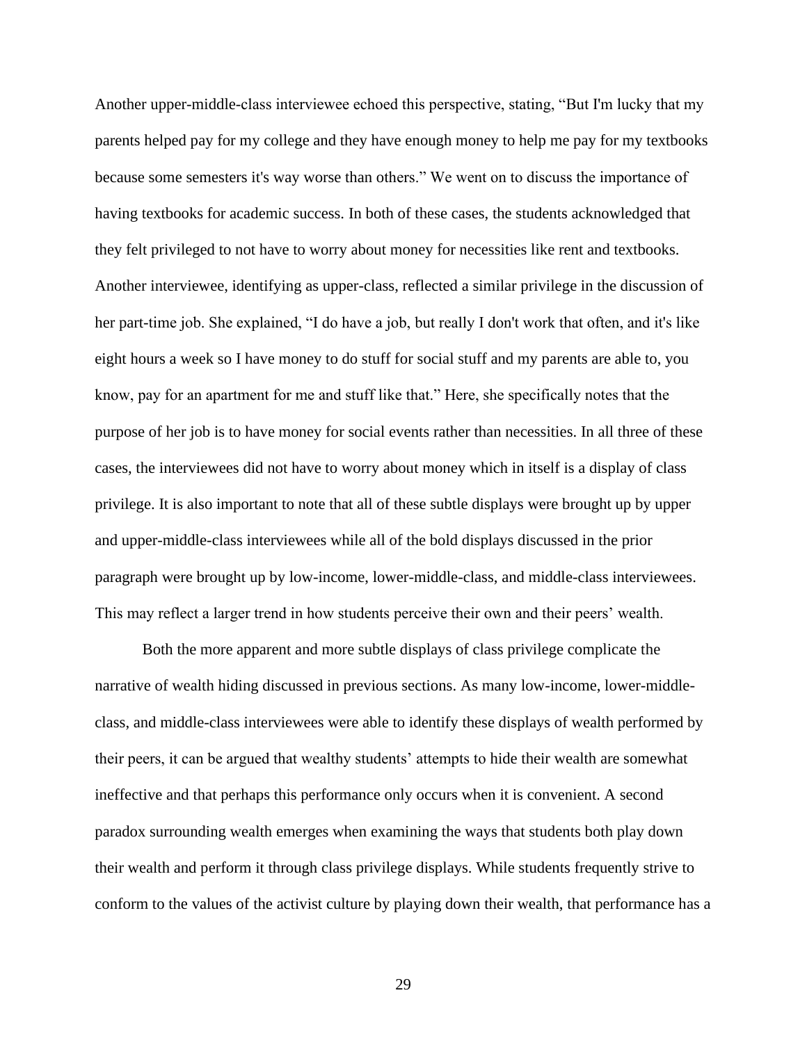Another upper-middle-class interviewee echoed this perspective, stating, "But I'm lucky that my parents helped pay for my college and they have enough money to help me pay for my textbooks because some semesters it's way worse than others." We went on to discuss the importance of having textbooks for academic success. In both of these cases, the students acknowledged that they felt privileged to not have to worry about money for necessities like rent and textbooks. Another interviewee, identifying as upper-class, reflected a similar privilege in the discussion of her part-time job. She explained, "I do have a job, but really I don't work that often, and it's like eight hours a week so I have money to do stuff for social stuff and my parents are able to, you know, pay for an apartment for me and stuff like that." Here, she specifically notes that the purpose of her job is to have money for social events rather than necessities. In all three of these cases, the interviewees did not have to worry about money which in itself is a display of class privilege. It is also important to note that all of these subtle displays were brought up by upper and upper-middle-class interviewees while all of the bold displays discussed in the prior paragraph were brought up by low-income, lower-middle-class, and middle-class interviewees. This may reflect a larger trend in how students perceive their own and their peers' wealth.

Both the more apparent and more subtle displays of class privilege complicate the narrative of wealth hiding discussed in previous sections. As many low-income, lower-middle-class, and middle-class interviewees were able to identify these displays of wealth performed by their peers, it can be argued that wealthy students' attempts to hide their wealth are somewhat ineffective and that perhaps this performance only occurs when it is convenient. A second paradox surrounding wealth emerges when examining the ways that students both play down their wealth and perform it through class privilege displays. While students frequently strive to conform to the values of the activist culture by playing down their wealth, that performance has a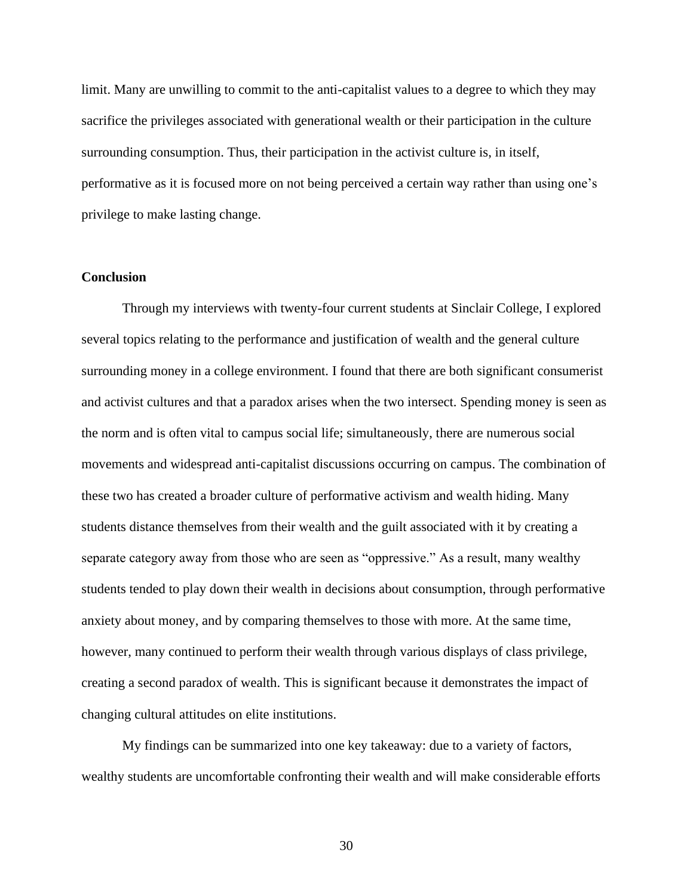limit. Many are unwilling to commit to the anti-capitalist values to a degree to which they may sacrifice the privileges associated with generational wealth or their participation in the culture surrounding consumption. Thus, their participation in the activist culture is, in itself, performative as it is focused more on not being perceived a certain way rather than using one's privilege to make lasting change.

**Conclusion**

Through my interviews with twenty-four current students at Sinclair College, I explored several topics relating to the performance and justification of wealth and the general culture surrounding money in a college environment. I found that there are both significant consumerist and activist cultures and that a paradox arises when the two intersect. Spending money is seen as the norm and is often vital to campus social life; simultaneously, there are numerous social movements and widespread anti-capitalist discussions occurring on campus. The combination of these two has created a broader culture of performative activism and wealth hiding. Many students distance themselves from their wealth and the guilt associated with it by creating a separate category away from those who are seen as "oppressive." As a result, many wealthy students tended to play down their wealth in decisions about consumption, through performative anxiety about money, and by comparing themselves to those with more. At the same time, however, many continued to perform their wealth through various displays of class privilege, creating a second paradox of wealth. This is significant because it demonstrates the impact of changing cultural attitudes on elite institutions.

My findings can be summarized into one key takeaway: due to a variety of factors, wealthy students are uncomfortable confronting their wealth and will make considerable efforts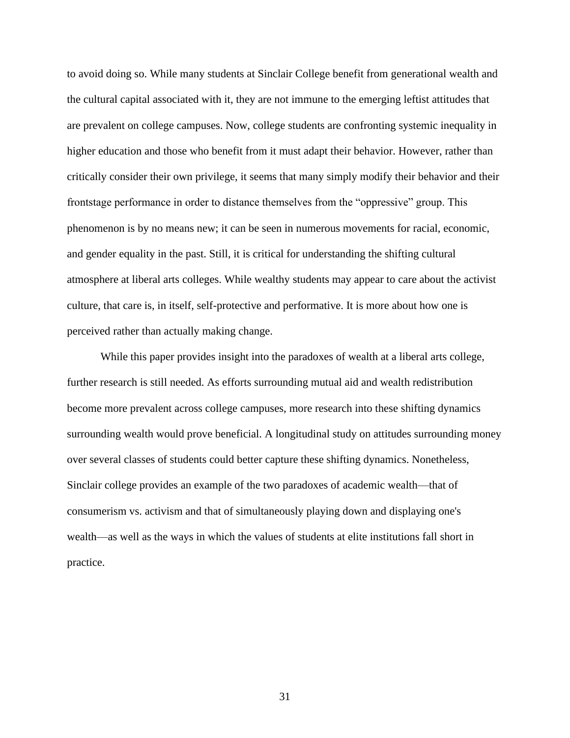to avoid doing so. While many students at Sinclair College benefit from generational wealth and the cultural capital associated with it, they are not immune to the emerging leftist attitudes that are prevalent on college campuses. Now, college students are confronting systemic inequality in higher education and those who benefit from it must adapt their behavior. However, rather than critically consider their own privilege, it seems that many simply modify their behavior and their frontstage performance in order to distance themselves from the "oppressive" group. This phenomenon is by no means new; it can be seen in numerous movements for racial, economic, and gender equality in the past. Still, it is critical for understanding the shifting cultural atmosphere at liberal arts colleges. While wealthy students may appear to care about the activist culture, that care is, in itself, self-protective and performative. It is more about how one is perceived rather than actually making change.

While this paper provides insight into the paradoxes of wealth at a liberal arts college, further research is still needed. As efforts surrounding mutual aid and wealth redistribution become more prevalent across college campuses, more research into these shifting dynamics surrounding wealth would prove beneficial. A longitudinal study on attitudes surrounding money over several classes of students could better capture these shifting dynamics. Nonetheless, Sinclair college provides an example of the two paradoxes of academic wealth—that of consumerism vs. activism and that of simultaneously playing down and displaying one's wealth—as well as the ways in which the values of students at elite institutions fall short in practice.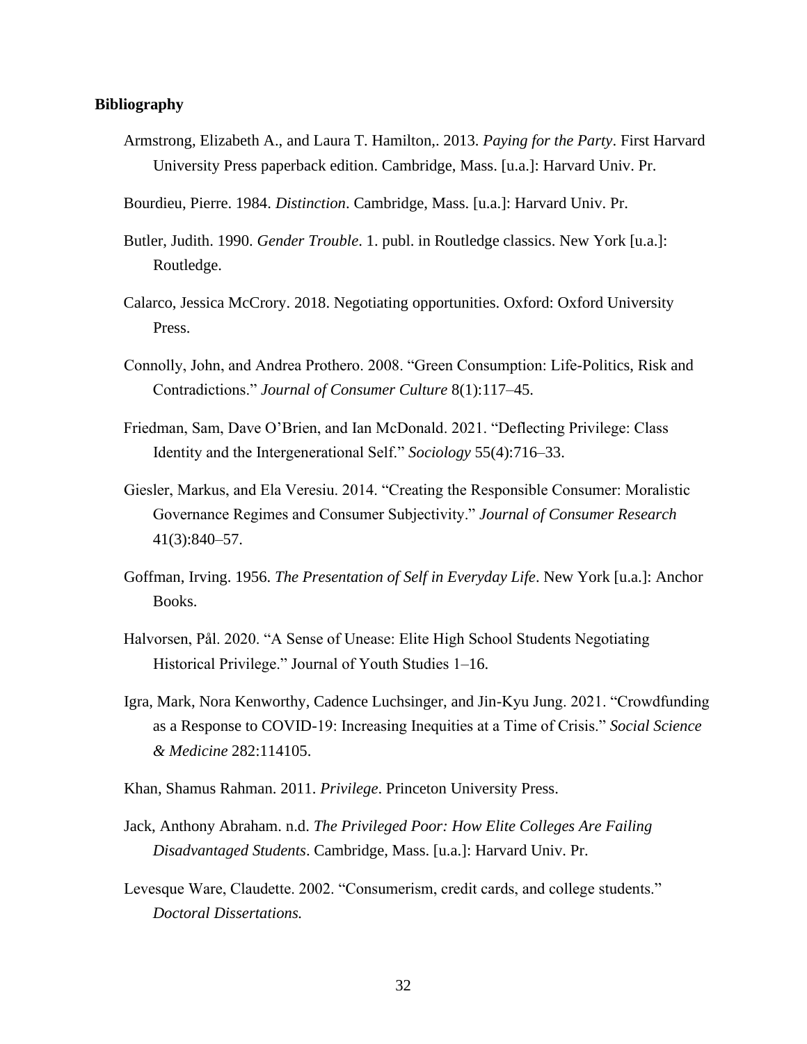**Bibliography**

Armstrong, Elizabeth A., and Laura T. Hamilton,. 2013. *Paying for the Party*. First Harvard University Press paperback edition. Cambridge, Mass. [u.a.]: Harvard Univ. Pr.

Bourdieu, Pierre. 1984. *Distinction*. Cambridge, Mass. [u.a.]: Harvard Univ. Pr.

Butler, Judith. 1990. *Gender Trouble*. 1. publ. in Routledge classics. New York [u.a.]: Routledge.

Calarco, Jessica McCrory. 2018. Negotiating opportunities. Oxford: Oxford University Press.

Connolly, John, and Andrea Prothero. 2008. "Green Consumption: Life-Politics, Risk and Contradictions." *Journal of Consumer Culture* 8(1):117–45.

Friedman, Sam, Dave O'Brien, and Ian McDonald. 2021. "Deflecting Privilege: Class Identity and the Intergenerational Self." *Sociology* 55(4):716–33.

Giesler, Markus, and Ela Veresiu. 2014. "Creating the Responsible Consumer: Moralistic Governance Regimes and Consumer Subjectivity." *Journal of Consumer Research* 41(3):840–57.

Goffman, Irving. 1956. *The Presentation of Self in Everyday Life*. New York [u.a.]: Anchor Books.

Halvorsen, Pål. 2020. "A Sense of Unease: Elite High School Students Negotiating Historical Privilege." Journal of Youth Studies 1–16.

Igra, Mark, Nora Kenworthy, Cadence Luchsinger, and Jin-Kyu Jung. 2021. "Crowdfunding as a Response to COVID-19: Increasing Inequities at a Time of Crisis." *Social Science & Medicine* 282:114105.

Khan, Shamus Rahman. 2011. *Privilege*. Princeton University Press.

Jack, Anthony Abraham. n.d. *The Privileged Poor: How Elite Colleges Are Failing Disadvantaged Students*. Cambridge, Mass. [u.a.]: Harvard Univ. Pr.

Levesque Ware, Claudette. 2002. "Consumerism, credit cards, and college students." *Doctoral Dissertations.*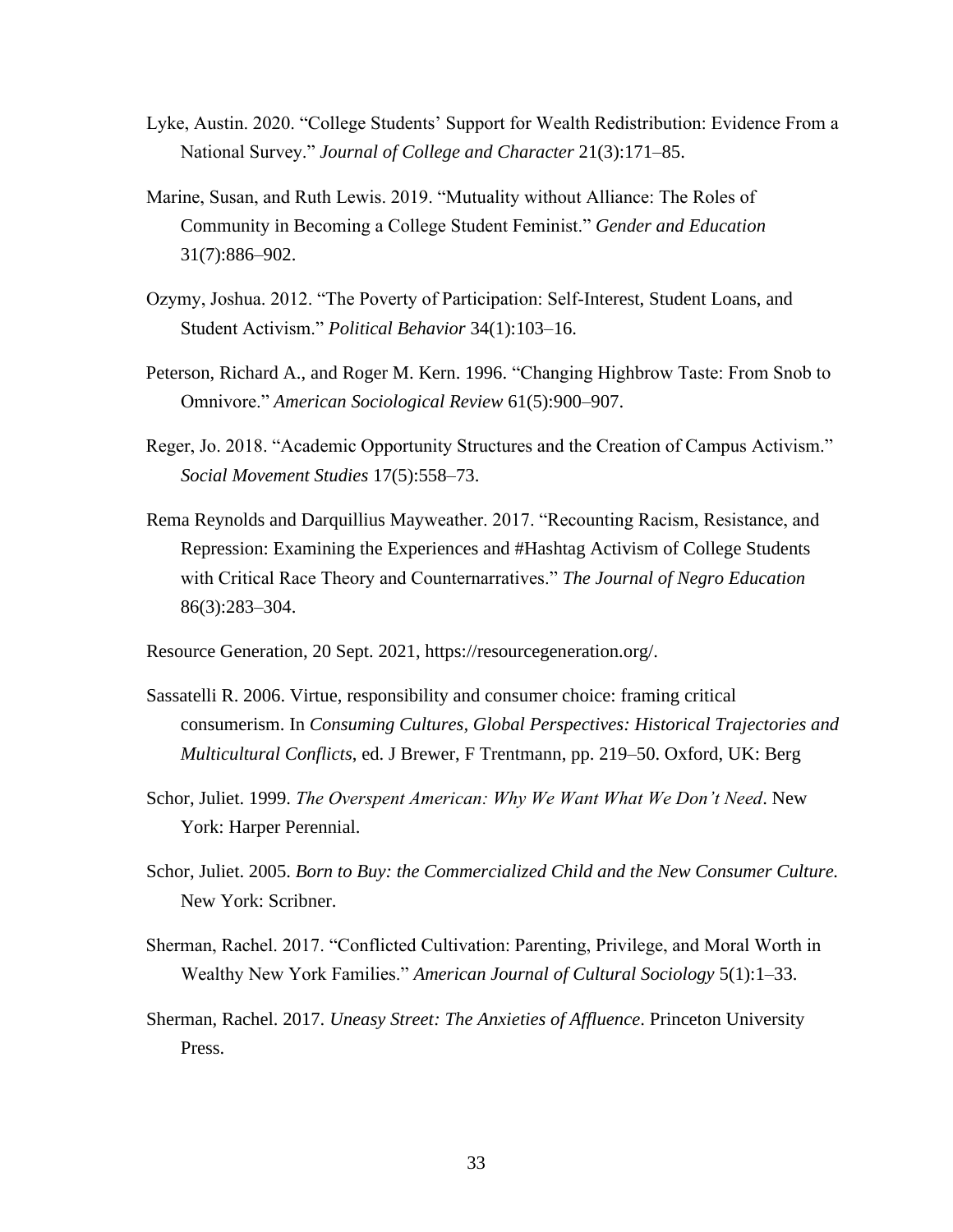Lyke, Austin. 2020. "College Students' Support for Wealth Redistribution: Evidence From a National Survey." *Journal of College and Character* 21(3):171–85.

Marine, Susan, and Ruth Lewis. 2019. "Mutuality without Alliance: The Roles of Community in Becoming a College Student Feminist." *Gender and Education* 31(7):886–902.

Ozymy, Joshua. 2012. "The Poverty of Participation: Self-Interest, Student Loans, and Student Activism." *Political Behavior* 34(1):103–16.

Peterson, Richard A., and Roger M. Kern. 1996. "Changing Highbrow Taste: From Snob to Omnivore." *American Sociological Review* 61(5):900–907.

Reger, Jo. 2018. "Academic Opportunity Structures and the Creation of Campus Activism." *Social Movement Studies* 17(5):558–73.

Rema Reynolds and Darquillius Mayweather. 2017. "Recounting Racism, Resistance, and Repression: Examining the Experiences and #Hashtag Activism of College Students with Critical Race Theory and Counternarratives." *The Journal of Negro Education* 86(3):283–304.

Resource Generation, 20 Sept. 2021, https://resourcegeneration.org/.

Sassatelli R. 2006. Virtue, responsibility and consumer choice: framing critical consumerism. In *Consuming Cultures, Global Perspectives: Historical Trajectories and Multicultural Conflicts*, ed. J Brewer, F Trentmann, pp. 219–50. Oxford, UK: Berg

Schor, Juliet. 1999. *The Overspent American: Why We Want What We Don't Need*. New York: Harper Perennial.

Schor, Juliet. 2005. *Born to Buy: the Commercialized Child and the New Consumer Culture.* New York: Scribner.

Sherman, Rachel. 2017. "Conflicted Cultivation: Parenting, Privilege, and Moral Worth in Wealthy New York Families." *American Journal of Cultural Sociology* 5(1):1–33.

Sherman, Rachel. 2017. *Uneasy Street: The Anxieties of Affluence*. Princeton University Press.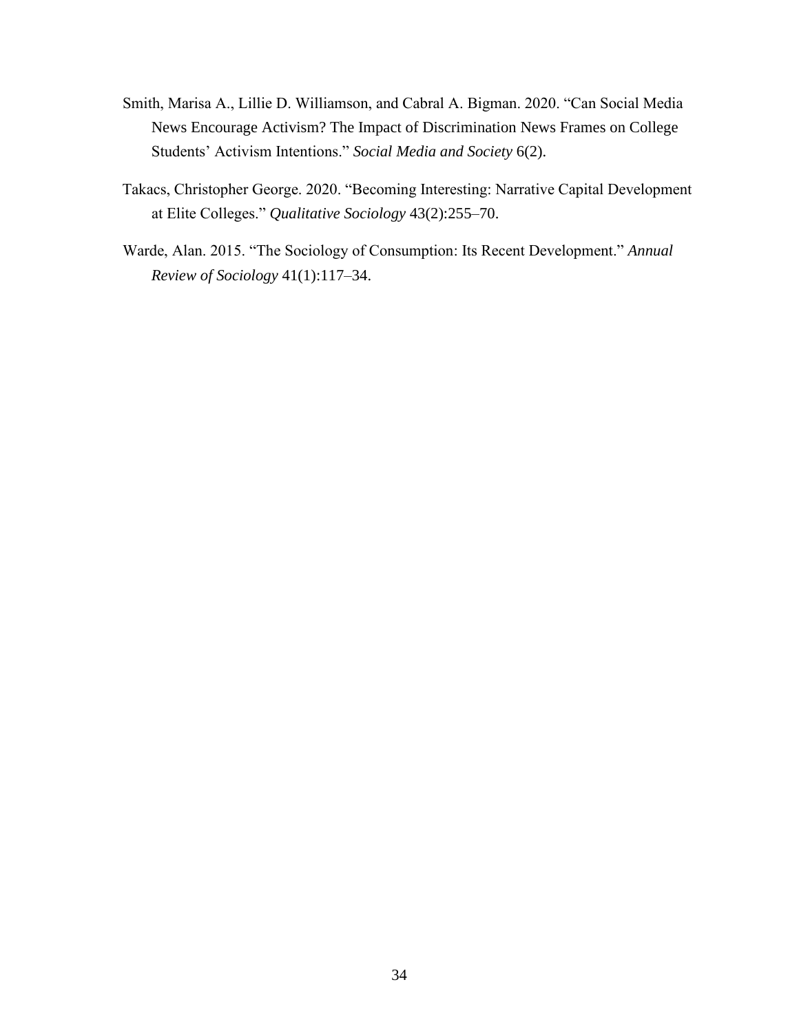Smith, Marisa A., Lillie D. Williamson, and Cabral A. Bigman. 2020. "Can Social Media News Encourage Activism? The Impact of Discrimination News Frames on College Students' Activism Intentions." *Social Media and Society* 6(2).

Takacs, Christopher George. 2020. "Becoming Interesting: Narrative Capital Development at Elite Colleges." *Qualitative Sociology* 43(2):255–70.

Warde, Alan. 2015. "The Sociology of Consumption: Its Recent Development." *Annual Review of Sociology* 41(1):117–34.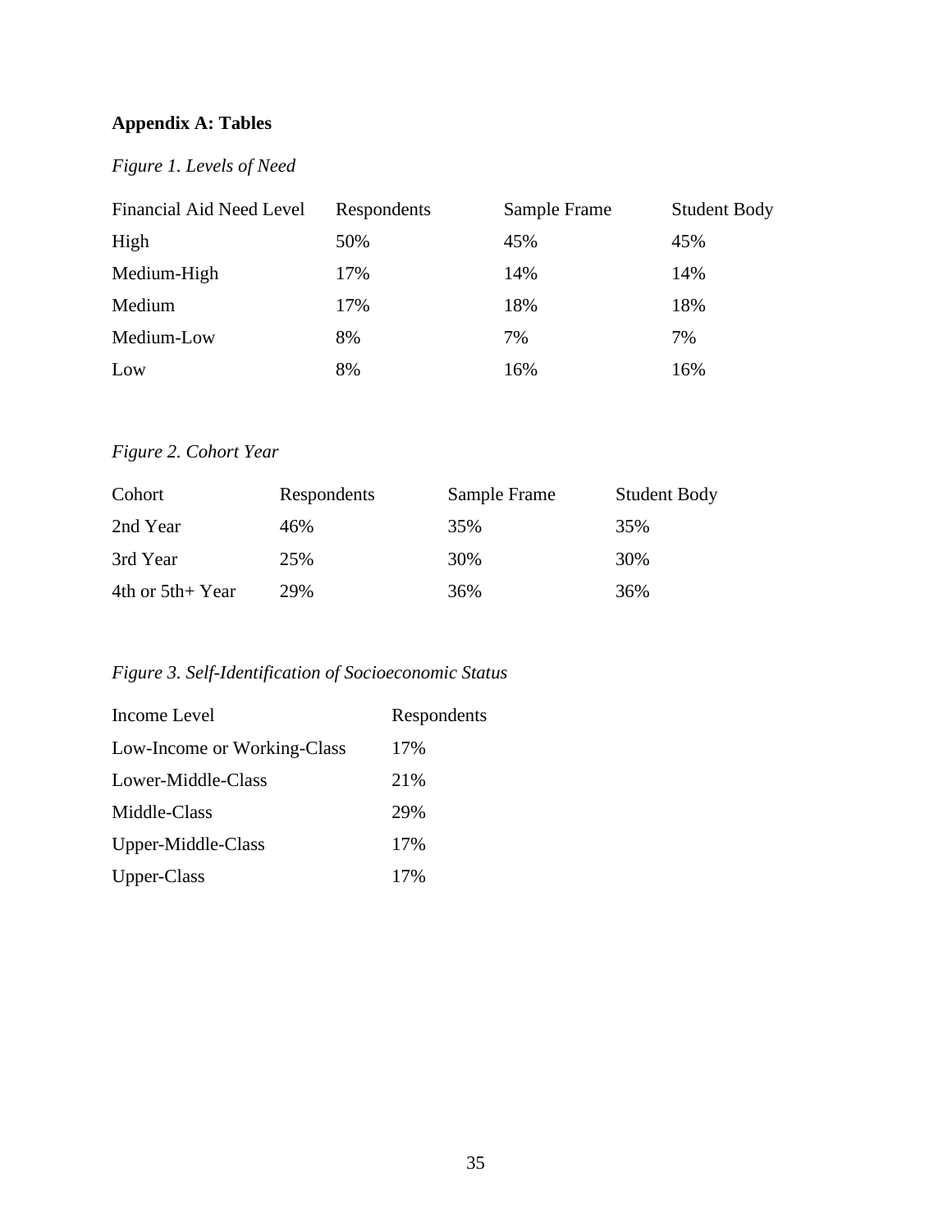## Appendix A: Tables

*Figure 1. Levels of Need*

| Financial Aid Need Level | Respondents | Sample Frame | Student Body |
|---|---|---|---|
| High | 50% | 45% | 45% |
| Medium-High | 17% | 14% | 14% |
| Medium | 17% | 18% | 18% |
| Medium-Low | 8% | 7% | 7% |
| Low | 8% | 16% | 16% |

*Figure 2. Cohort Year*

| Cohort | Respondents | Sample Frame | Student Body |
|---|---|---|---|
| 2nd Year | 46% | 35% | 35% |
| 3rd Year | 25% | 30% | 30% |
| 4th or 5th+ Year | 29% | 36% | 36% |

*Figure 3. Self-Identification of Socioeconomic Status*

| Income Level | Respondents |
|---|---|
| Low-Income or Working-Class | 17% |
| Lower-Middle-Class | 21% |
| Middle-Class | 29% |
| Upper-Middle-Class | 17% |
| Upper-Class | 17% |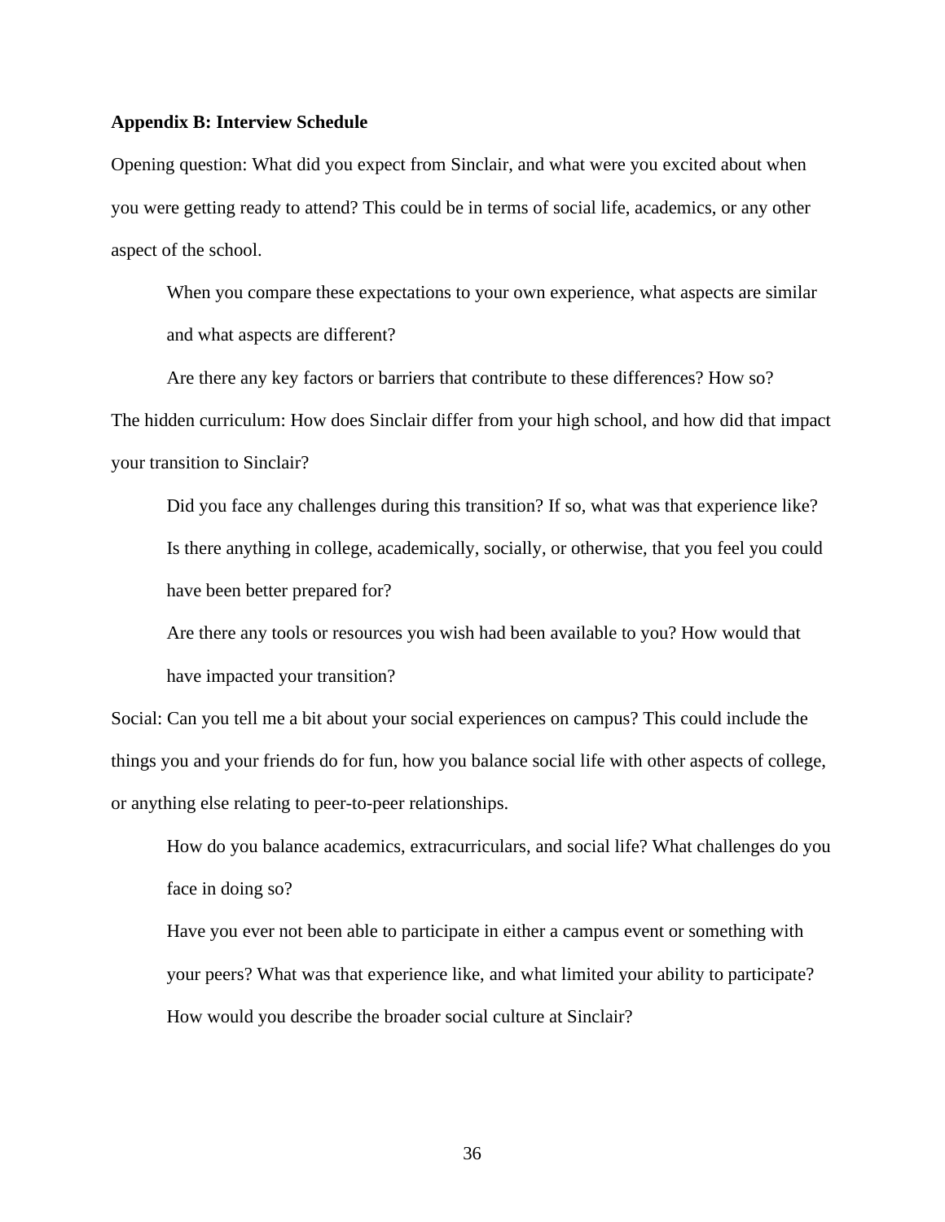**Appendix B: Interview Schedule**

Opening question: What did you expect from Sinclair, and what were you excited about when you were getting ready to attend? This could be in terms of social life, academics, or any other aspect of the school.

> When you compare these expectations to your own experience, what aspects are similar and what aspects are different?
>
> Are there any key factors or barriers that contribute to these differences? How so?

The hidden curriculum: How does Sinclair differ from your high school, and how did that impact your transition to Sinclair?

> Did you face any challenges during this transition? If so, what was that experience like?
>
> Is there anything in college, academically, socially, or otherwise, that you feel you could have been better prepared for?
>
> Are there any tools or resources you wish had been available to you? How would that have impacted your transition?

Social: Can you tell me a bit about your social experiences on campus? This could include the things you and your friends do for fun, how you balance social life with other aspects of college, or anything else relating to peer-to-peer relationships.

> How do you balance academics, extracurriculars, and social life? What challenges do you face in doing so?
>
> Have you ever not been able to participate in either a campus event or something with your peers? What was that experience like, and what limited your ability to participate?
>
> How would you describe the broader social culture at Sinclair?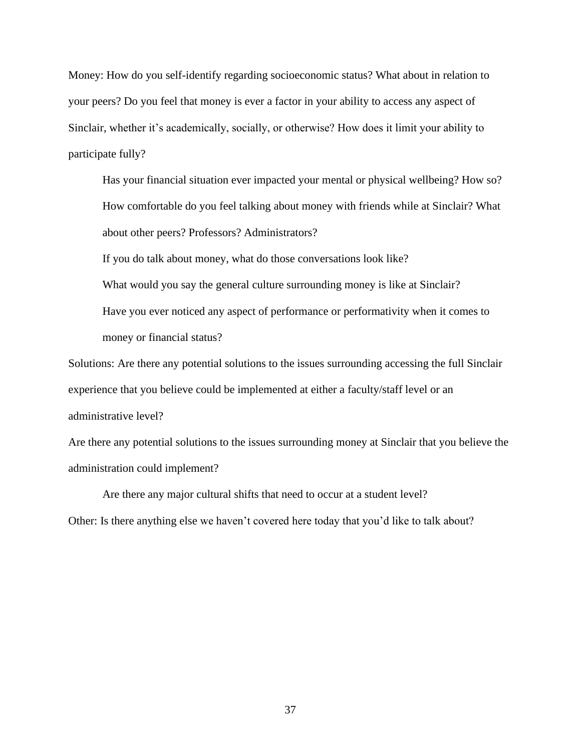Money: How do you self-identify regarding socioeconomic status? What about in relation to your peers? Do you feel that money is ever a factor in your ability to access any aspect of Sinclair, whether it's academically, socially, or otherwise? How does it limit your ability to participate fully?

> Has your financial situation ever impacted your mental or physical wellbeing? How so?
>
> How comfortable do you feel talking about money with friends while at Sinclair? What about other peers? Professors? Administrators?
>
> If you do talk about money, what do those conversations look like?
>
> What would you say the general culture surrounding money is like at Sinclair?
>
> Have you ever noticed any aspect of performance or performativity when it comes to money or financial status?

Solutions: Are there any potential solutions to the issues surrounding accessing the full Sinclair experience that you believe could be implemented at either a faculty/staff level or an administrative level?

Are there any potential solutions to the issues surrounding money at Sinclair that you believe the administration could implement?

> Are there any major cultural shifts that need to occur at a student level?

Other: Is there anything else we haven't covered here today that you'd like to talk about?